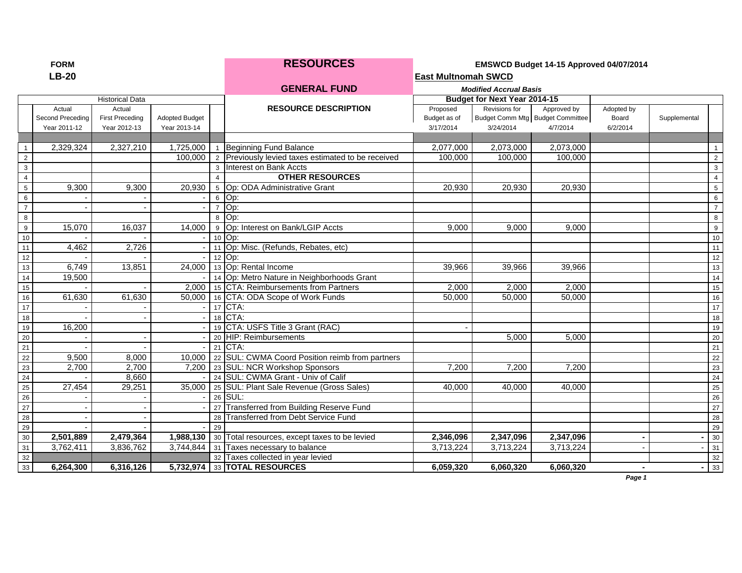**FORM**
**LB-20**

# RESOURCES

## GENERAL FUND

**EMSWCD Budget 14-15 Approved 04/07/2014**

**East Multnomah SWCD**

***Modified Accrual Basis***

| | Historical Data | | | | RESOURCE DESCRIPTION | Budget for Next Year 2014-15 | | | | | |
|---|---|---|---|---|---|---|---|---|---|---|---|
| | Actual Second Preceding Year 2011-12 | Actual First Preceding Year 2012-13 | Adopted Budget Year 2013-14 | | | Proposed Budget as of 3/17/2014 | Revisions for Budget Comm Mtg 3/24/2014 | Approved by Budget Committee 4/7/2014 | Adopted by Board 6/2/2014 | Supplemental | |
| 1 | 2,329,324 | 2,327,210 | 1,725,000 | 1 | Beginning Fund Balance | 2,077,000 | 2,073,000 | 2,073,000 | | | 1 |
| 2 | | | 100,000 | 2 | Previously levied taxes estimated to be received | 100,000 | 100,000 | 100,000 | | | 2 |
| 3 | | | | 3 | Interest on Bank Accts | | | | | | 3 |
| 4 | | | | 4 | **OTHER RESOURCES** | | | | | | 4 |
| 5 | 9,300 | 9,300 | 20,930 | 5 | Op: ODA Administrative Grant | 20,930 | 20,930 | 20,930 | | | 5 |
| 6 | - | - | - | 6 | Op: | | | | | | 6 |
| 7 | - | - | - | 7 | Op: | | | | | | 7 |
| 8 | | | | 8 | Op: | | | | | | 8 |
| 9 | 15,070 | 16,037 | 14,000 | 9 | Op: Interest on Bank/LGIP Accts | 9,000 | 9,000 | 9,000 | | | 9 |
| 10 | - | - | - | 10 | Op: | | | | | | 10 |
| 11 | 4,462 | 2,726 | - | 11 | Op: Misc. (Refunds, Rebates, etc) | | | | | | 11 |
| 12 | - | - | - | 12 | Op: | | | | | | 12 |
| 13 | 6,749 | 13,851 | 24,000 | 13 | Op: Rental Income | 39,966 | 39,966 | 39,966 | | | 13 |
| 14 | 19,500 | | - | 14 | Op: Metro Nature in Neighborhoods Grant | | | | | | 14 |
| 15 | - | - | 2,000 | 15 | CTA: Reimbursements from Partners | 2,000 | 2,000 | 2,000 | | | 15 |
| 16 | 61,630 | 61,630 | 50,000 | 16 | CTA: ODA Scope of Work Funds | 50,000 | 50,000 | 50,000 | | | 16 |
| 17 | - | - | - | 17 | CTA: | | | | | | 17 |
| 18 | - | - | - | 18 | CTA: | | | | | | 18 |
| 19 | 16,200 | | - | 19 | CTA: USFS Title 3 Grant (RAC) | - | | | | | 19 |
| 20 | - | - | - | 20 | HIP: Reimbursements | | 5,000 | 5,000 | | | 20 |
| 21 | - | - | - | 21 | CTA: | | | | | | 21 |
| 22 | 9,500 | 8,000 | 10,000 | 22 | SUL: CWMA Coord Position reimb from partners | | | | | | 22 |
| 23 | 2,700 | 2,700 | 7,200 | 23 | SUL: NCR Workshop Sponsors | 7,200 | 7,200 | 7,200 | | | 23 |
| 24 | - | 8,660 | - | 24 | SUL: CWMA Grant - Univ of Calif | | | | | | 24 |
| 25 | 27,454 | 29,251 | 35,000 | 25 | SUL: Plant Sale Revenue (Gross Sales) | 40,000 | 40,000 | 40,000 | | | 25 |
| 26 | - | - | - | 26 | SUL: | | | | | | 26 |
| 27 | - | - | - | 27 | Transferred from Building Reserve Fund | | | | | | 27 |
| 28 | - | - | | 28 | Transferred from Debt Service Fund | | | | | | 28 |
| 29 | - | - | - | 29 | | | | | | | 29 |
| 30 | **2,501,889** | **2,479,364** | **1,988,130** | 30 | Total resources, except taxes to be levied | **2,346,096** | **2,347,096** | **2,347,096** | **-** | **-** | 30 |
| 31 | 3,762,411 | 3,836,762 | 3,744,844 | 31 | Taxes necessary to balance | 3,713,224 | 3,713,224 | 3,713,224 | - | - | 31 |
| 32 | | | | 32 | Taxes collected in year levied | | | | | | 32 |
| 33 | **6,264,300** | **6,316,126** | **5,732,974** | 33 | **TOTAL RESOURCES** | **6,059,320** | **6,060,320** | **6,060,320** | **-** | **-** | 33 |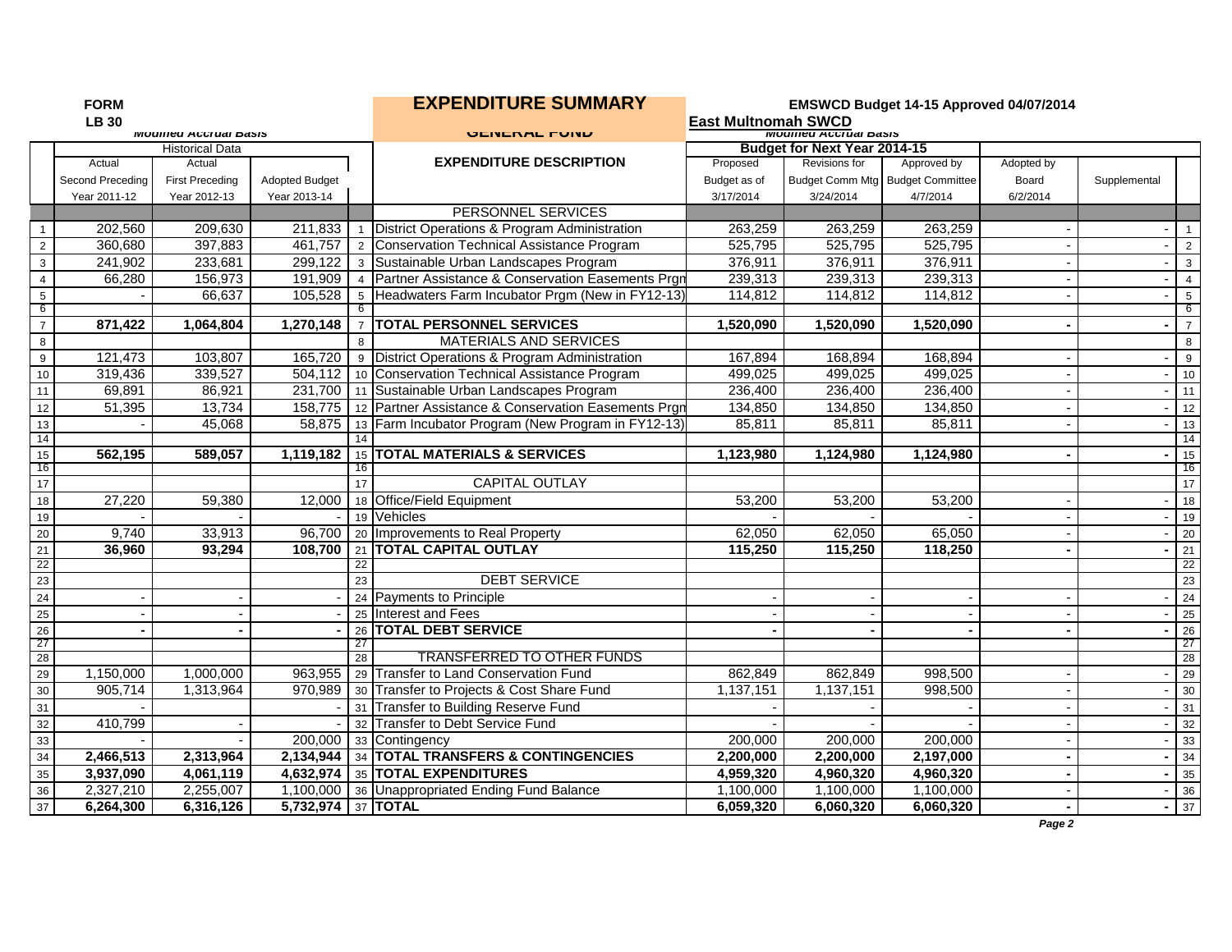**FORM LB 30**

# EXPENDITURE SUMMARY

**GENERAL FUND**

**EMSWCD Budget 14-15 Approved 04/07/2014**

**East Multnomah SWCD**

*Modified Accrual Basis*

| | Historical Data | | | | | Budget for Next Year 2014-15 | | | | | |
|---|---|---|---|---|---|---|---|---|---|---|---|
| | Actual Second Preceding Year 2011-12 | Actual First Preceding Year 2012-13 | Adopted Budget Year 2013-14 | | EXPENDITURE DESCRIPTION | Proposed Budget as of 3/17/2014 | Revisions for Budget Comm Mtg 3/24/2014 | Approved by Budget Committee 4/7/2014 | Adopted by Board 6/2/2014 | Supplemental | |
| | | | | | PERSONNEL SERVICES | | | | | | |
| 1 | 202,560 | 209,630 | 211,833 | 1 | District Operations & Program Administration | 263,259 | 263,259 | 263,259 | - | - | 1 |
| 2 | 360,680 | 397,883 | 461,757 | 2 | Conservation Technical Assistance Program | 525,795 | 525,795 | 525,795 | - | - | 2 |
| 3 | 241,902 | 233,681 | 299,122 | 3 | Sustainable Urban Landscapes Program | 376,911 | 376,911 | 376,911 | - | - | 3 |
| 4 | 66,280 | 156,973 | 191,909 | 4 | Partner Assistance & Conservation Easements Prgm | 239,313 | 239,313 | 239,313 | - | - | 4 |
| 5 | - | 66,637 | 105,528 | 5 | Headwaters Farm Incubator Prgm (New in FY12-13) | 114,812 | 114,812 | 114,812 | - | - | 5 |
| 6 | | | | 6 | | | | | | | 6 |
| 7 | **871,422** | **1,064,804** | **1,270,148** | 7 | **TOTAL PERSONNEL SERVICES** | **1,520,090** | **1,520,090** | **1,520,090** | **-** | **-** | 7 |
| 8 | | | | 8 | MATERIALS AND SERVICES | | | | | | 8 |
| 9 | 121,473 | 103,807 | 165,720 | 9 | District Operations & Program Administration | 167,894 | 168,894 | 168,894 | - | - | 9 |
| 10 | 319,436 | 339,527 | 504,112 | 10 | Conservation Technical Assistance Program | 499,025 | 499,025 | 499,025 | - | - | 10 |
| 11 | 69,891 | 86,921 | 231,700 | 11 | Sustainable Urban Landscapes Program | 236,400 | 236,400 | 236,400 | - | - | 11 |
| 12 | 51,395 | 13,734 | 158,775 | 12 | Partner Assistance & Conservation Easements Prgm | 134,850 | 134,850 | 134,850 | - | - | 12 |
| 13 | - | 45,068 | 58,875 | 13 | Farm Incubator Program (New Program in FY12-13) | 85,811 | 85,811 | 85,811 | - | - | 13 |
| 14 | | | | 14 | | | | | | | 14 |
| 15 | **562,195** | **589,057** | **1,119,182** | 15 | **TOTAL MATERIALS & SERVICES** | **1,123,980** | **1,124,980** | **1,124,980** | **-** | **-** | 15 |
| 16 | | | | 16 | | | | | | | 16 |
| 17 | | | | 17 | CAPITAL OUTLAY | | | | | | 17 |
| 18 | 27,220 | 59,380 | 12,000 | 18 | Office/Field Equipment | 53,200 | 53,200 | 53,200 | - | - | 18 |
| 19 | - | - | - | 19 | Vehicles | - | - | - | - | - | 19 |
| 20 | 9,740 | 33,913 | 96,700 | 20 | Improvements to Real Property | 62,050 | 62,050 | 65,050 | - | - | 20 |
| 21 | **36,960** | **93,294** | **108,700** | 21 | **TOTAL CAPITAL OUTLAY** | **115,250** | **115,250** | **118,250** | **-** | **-** | 21 |
| 22 | | | | 22 | | | | | | | 22 |
| 23 | | | | 23 | DEBT SERVICE | | | | | | 23 |
| 24 | - | - | - | 24 | Payments to Principle | - | - | - | - | - | 24 |
| 25 | - | - | - | 25 | Interest and Fees | - | - | - | - | - | 25 |
| 26 | **-** | **-** | **-** | 26 | **TOTAL DEBT SERVICE** | **-** | **-** | **-** | **-** | **-** | 26 |
| 27 | | | | 27 | | | | | | | 27 |
| 28 | | | | 28 | TRANSFERRED TO OTHER FUNDS | | | | | | 28 |
| 29 | 1,150,000 | 1,000,000 | 963,955 | 29 | Transfer to Land Conservation Fund | 862,849 | 862,849 | 998,500 | - | - | 29 |
| 30 | 905,714 | 1,313,964 | 970,989 | 30 | Transfer to Projects & Cost Share Fund | 1,137,151 | 1,137,151 | 998,500 | - | - | 30 |
| 31 | - | | - | 31 | Transfer to Building Reserve Fund | - | - | - | - | - | 31 |
| 32 | 410,799 | - | - | 32 | Transfer to Debt Service Fund | - | - | - | - | - | 32 |
| 33 | - | - | 200,000 | 33 | Contingency | 200,000 | 200,000 | 200,000 | - | - | 33 |
| 34 | **2,466,513** | **2,313,964** | **2,134,944** | 34 | **TOTAL TRANSFERS & CONTINGENCIES** | **2,200,000** | **2,200,000** | **2,197,000** | **-** | **-** | 34 |
| 35 | **3,937,090** | **4,061,119** | **4,632,974** | 35 | **TOTAL EXPENDITURES** | **4,959,320** | **4,960,320** | **4,960,320** | **-** | **-** | 35 |
| 36 | 2,327,210 | 2,255,007 | 1,100,000 | 36 | Unappropriated Ending Fund Balance | 1,100,000 | 1,100,000 | 1,100,000 | - | - | 36 |
| 37 | **6,264,300** | **6,316,126** | **5,732,974** | 37 | **TOTAL** | **6,059,320** | **6,060,320** | **6,060,320** | **-** | **-** | 37 |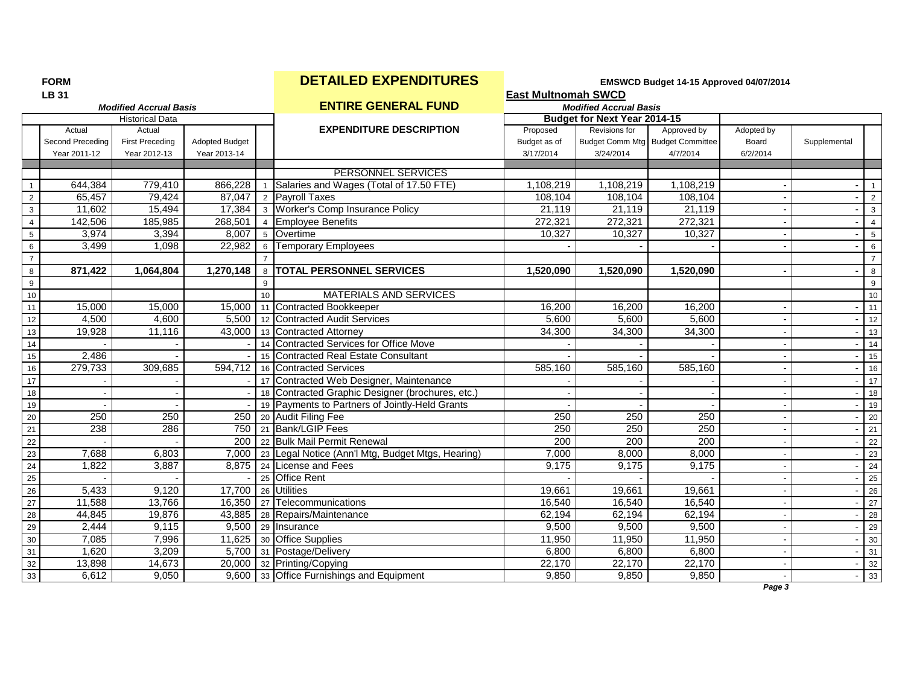**FORM**
**LB 31**

*Modified Accrual Basis*

# DETAILED EXPENDITURES

## ENTIRE GENERAL FUND

**EMSWCD Budget 14-15 Approved 04/07/2014**

**East Multnomah SWCD**

*Modified Accrual Basis*

| | Historical Data | | | | | Budget for Next Year 2014-15 | | | | | |
|---|---|---|---|---|---|---|---|---|---|---|---|
| | Actual Second Preceding Year 2011-12 | Actual First Preceding Year 2012-13 | Adopted Budget Year 2013-14 | | EXPENDITURE DESCRIPTION | Proposed Budget as of 3/17/2014 | Revisions for Budget Comm Mtg 3/24/2014 | Approved by Budget Committee 4/7/2014 | Adopted by Board 6/2/2014 | Supplemental | |
| | | | | | PERSONNEL SERVICES | | | | | | |
| 1 | 644,384 | 779,410 | 866,228 | 1 | Salaries and Wages (Total of 17.50 FTE) | 1,108,219 | 1,108,219 | 1,108,219 | - | - | 1 |
| 2 | 65,457 | 79,424 | 87,047 | 2 | Payroll Taxes | 108,104 | 108,104 | 108,104 | - | - | 2 |
| 3 | 11,602 | 15,494 | 17,384 | 3 | Worker's Comp Insurance Policy | 21,119 | 21,119 | 21,119 | - | - | 3 |
| 4 | 142,506 | 185,985 | 268,501 | 4 | Employee Benefits | 272,321 | 272,321 | 272,321 | - | - | 4 |
| 5 | 3,974 | 3,394 | 8,007 | 5 | Overtime | 10,327 | 10,327 | 10,327 | - | - | 5 |
| 6 | 3,499 | 1,098 | 22,982 | 6 | Temporary Employees | - | - | - | - | - | 6 |
| 7 | | | | 7 | | | | | | | 7 |
| 8 | **871,422** | **1,064,804** | **1,270,148** | 8 | **TOTAL PERSONNEL SERVICES** | **1,520,090** | **1,520,090** | **1,520,090** | **-** | **-** | 8 |
| 9 | | | | 9 | | | | | | | 9 |
| 10 | | | | 10 | MATERIALS AND SERVICES | | | | | | 10 |
| 11 | 15,000 | 15,000 | 15,000 | 11 | Contracted Bookkeeper | 16,200 | 16,200 | 16,200 | - | - | 11 |
| 12 | 4,500 | 4,600 | 5,500 | 12 | Contracted Audit Services | 5,600 | 5,600 | 5,600 | - | - | 12 |
| 13 | 19,928 | 11,116 | 43,000 | 13 | Contracted Attorney | 34,300 | 34,300 | 34,300 | - | - | 13 |
| 14 | - | - | - | 14 | Contracted Services for Office Move | - | - | - | - | - | 14 |
| 15 | 2,486 | - | - | 15 | Contracted Real Estate Consultant | - | - | - | - | - | 15 |
| 16 | 279,733 | 309,685 | 594,712 | 16 | Contracted Services | 585,160 | 585,160 | 585,160 | - | - | 16 |
| 17 | - | - | - | 17 | Contracted Web Designer, Maintenance | - | - | - | - | - | 17 |
| 18 | - | - | - | 18 | Contracted Graphic Designer (brochures, etc.) | - | - | - | - | - | 18 |
| 19 | - | - | - | 19 | Payments to Partners of Jointly-Held Grants | - | - | - | - | - | 19 |
| 20 | 250 | 250 | 250 | 20 | Audit Filing Fee | 250 | 250 | 250 | - | - | 20 |
| 21 | 238 | 286 | 750 | 21 | Bank/LGIP Fees | 250 | 250 | 250 | - | - | 21 |
| 22 | - | - | 200 | 22 | Bulk Mail Permit Renewal | 200 | 200 | 200 | - | - | 22 |
| 23 | 7,688 | 6,803 | 7,000 | 23 | Legal Notice (Ann'l Mtg, Budget Mtgs, Hearing) | 7,000 | 8,000 | 8,000 | - | - | 23 |
| 24 | 1,822 | 3,887 | 8,875 | 24 | License and Fees | 9,175 | 9,175 | 9,175 | - | - | 24 |
| 25 | - | - | - | 25 | Office Rent | - | - | - | - | - | 25 |
| 26 | 5,433 | 9,120 | 17,700 | 26 | Utilities | 19,661 | 19,661 | 19,661 | - | - | 26 |
| 27 | 11,588 | 13,766 | 16,350 | 27 | Telecommunications | 16,540 | 16,540 | 16,540 | - | - | 27 |
| 28 | 44,845 | 19,876 | 43,885 | 28 | Repairs/Maintenance | 62,194 | 62,194 | 62,194 | - | - | 28 |
| 29 | 2,444 | 9,115 | 9,500 | 29 | Insurance | 9,500 | 9,500 | 9,500 | - | - | 29 |
| 30 | 7,085 | 7,996 | 11,625 | 30 | Office Supplies | 11,950 | 11,950 | 11,950 | - | - | 30 |
| 31 | 1,620 | 3,209 | 5,700 | 31 | Postage/Delivery | 6,800 | 6,800 | 6,800 | - | - | 31 |
| 32 | 13,898 | 14,673 | 20,000 | 32 | Printing/Copying | 22,170 | 22,170 | 22,170 | - | - | 32 |
| 33 | 6,612 | 9,050 | 9,600 | 33 | Office Furnishings and Equipment | 9,850 | 9,850 | 9,850 | - | - | 33 |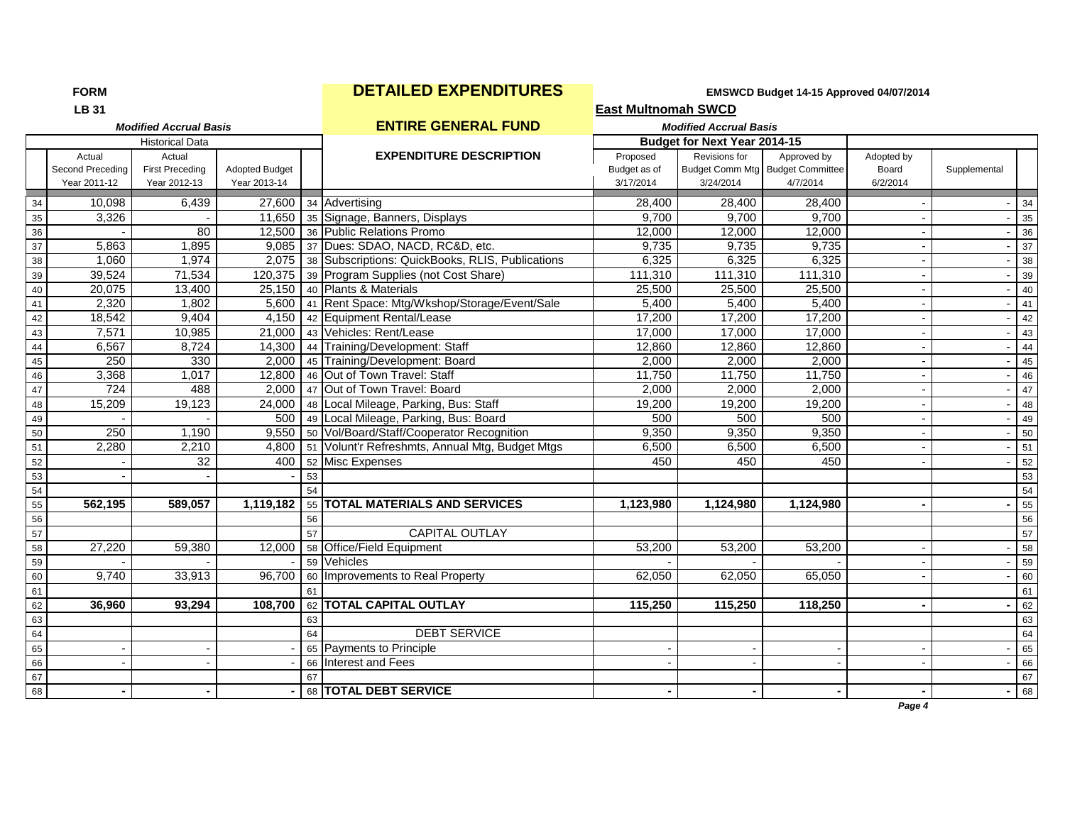**FORM**
**LB 31**

# DETAILED EXPENDITURES

## ENTIRE GENERAL FUND

**EMSWCD Budget 14-15 Approved 04/07/2014**

**East Multnomah SWCD**

*Modified Accrual Basis*

| | Historical Data | | | | EXPENDITURE DESCRIPTION | Budget for Next Year 2014-15 | | | | | |
|---|---|---|---|---|---|---|---|---|---|---|---|
| | Actual Second Preceding Year 2011-12 | Actual First Preceding Year 2012-13 | Adopted Budget Year 2013-14 | | | Proposed Budget as of 3/17/2014 | Revisions for Budget Comm Mtg 3/24/2014 | Approved by Budget Committee 4/7/2014 | Adopted by Board 6/2/2014 | Supplemental | |
| 34 | 10,098 | 6,439 | 27,600 | 34 | Advertising | 28,400 | 28,400 | 28,400 | - | - | 34 |
| 35 | 3,326 | - | 11,650 | 35 | Signage, Banners, Displays | 9,700 | 9,700 | 9,700 | - | - | 35 |
| 36 | - | 80 | 12,500 | 36 | Public Relations Promo | 12,000 | 12,000 | 12,000 | - | - | 36 |
| 37 | 5,863 | 1,895 | 9,085 | 37 | Dues: SDAO, NACD, RC&D, etc. | 9,735 | 9,735 | 9,735 | - | - | 37 |
| 38 | 1,060 | 1,974 | 2,075 | 38 | Subscriptions: QuickBooks, RLIS, Publications | 6,325 | 6,325 | 6,325 | - | - | 38 |
| 39 | 39,524 | 71,534 | 120,375 | 39 | Program Supplies (not Cost Share) | 111,310 | 111,310 | 111,310 | - | - | 39 |
| 40 | 20,075 | 13,400 | 25,150 | 40 | Plants & Materials | 25,500 | 25,500 | 25,500 | - | - | 40 |
| 41 | 2,320 | 1,802 | 5,600 | 41 | Rent Space: Mtg/Wkshop/Storage/Event/Sale | 5,400 | 5,400 | 5,400 | - | - | 41 |
| 42 | 18,542 | 9,404 | 4,150 | 42 | Equipment Rental/Lease | 17,200 | 17,200 | 17,200 | - | - | 42 |
| 43 | 7,571 | 10,985 | 21,000 | 43 | Vehicles: Rent/Lease | 17,000 | 17,000 | 17,000 | - | - | 43 |
| 44 | 6,567 | 8,724 | 14,300 | 44 | Training/Development: Staff | 12,860 | 12,860 | 12,860 | - | - | 44 |
| 45 | 250 | 330 | 2,000 | 45 | Training/Development: Board | 2,000 | 2,000 | 2,000 | - | - | 45 |
| 46 | 3,368 | 1,017 | 12,800 | 46 | Out of Town Travel: Staff | 11,750 | 11,750 | 11,750 | - | - | 46 |
| 47 | 724 | 488 | 2,000 | 47 | Out of Town Travel: Board | 2,000 | 2,000 | 2,000 | - | - | 47 |
| 48 | 15,209 | 19,123 | 24,000 | 48 | Local Mileage, Parking, Bus: Staff | 19,200 | 19,200 | 19,200 | - | - | 48 |
| 49 | - | - | 500 | 49 | Local Mileage, Parking, Bus: Board | 500 | 500 | 500 | - | - | 49 |
| 50 | 250 | 1,190 | 9,550 | 50 | Vol/Board/Staff/Cooperator Recognition | 9,350 | 9,350 | 9,350 | - | - | 50 |
| 51 | 2,280 | 2,210 | 4,800 | 51 | Volunt'r Refreshmts, Annual Mtg, Budget Mtgs | 6,500 | 6,500 | 6,500 | - | - | 51 |
| 52 | - | 32 | 400 | 52 | Misc Expenses | 450 | 450 | 450 | - | - | 52 |
| 53 | - | - | - | 53 | | | | | | | 53 |
| 54 | | | | 54 | | | | | | | 54 |
| 55 | **562,195** | **589,057** | **1,119,182** | 55 | **TOTAL MATERIALS AND SERVICES** | **1,123,980** | **1,124,980** | **1,124,980** | **-** | **-** | 55 |
| 56 | | | | 56 | | | | | | | 56 |
| 57 | | | | 57 | CAPITAL OUTLAY | | | | | | 57 |
| 58 | 27,220 | 59,380 | 12,000 | 58 | Office/Field Equipment | 53,200 | 53,200 | 53,200 | - | - | 58 |
| 59 | - | - | - | 59 | Vehicles | - | - | - | - | - | 59 |
| 60 | 9,740 | 33,913 | 96,700 | 60 | Improvements to Real Property | 62,050 | 62,050 | 65,050 | - | - | 60 |
| 61 | | | | 61 | | | | | | | 61 |
| 62 | **36,960** | **93,294** | **108,700** | 62 | **TOTAL CAPITAL OUTLAY** | **115,250** | **115,250** | **118,250** | **-** | **-** | 62 |
| 63 | | | | 63 | | | | | | | 63 |
| 64 | | | | 64 | DEBT SERVICE | | | | | | 64 |
| 65 | - | - | - | 65 | Payments to Principle | - | - | - | - | - | 65 |
| 66 | - | - | - | 66 | Interest and Fees | - | - | - | - | - | 66 |
| 67 | | | | 67 | | | | | | | 67 |
| 68 | **-** | **-** | **-** | 68 | **TOTAL DEBT SERVICE** | **-** | **-** | **-** | **-** | **-** | 68 |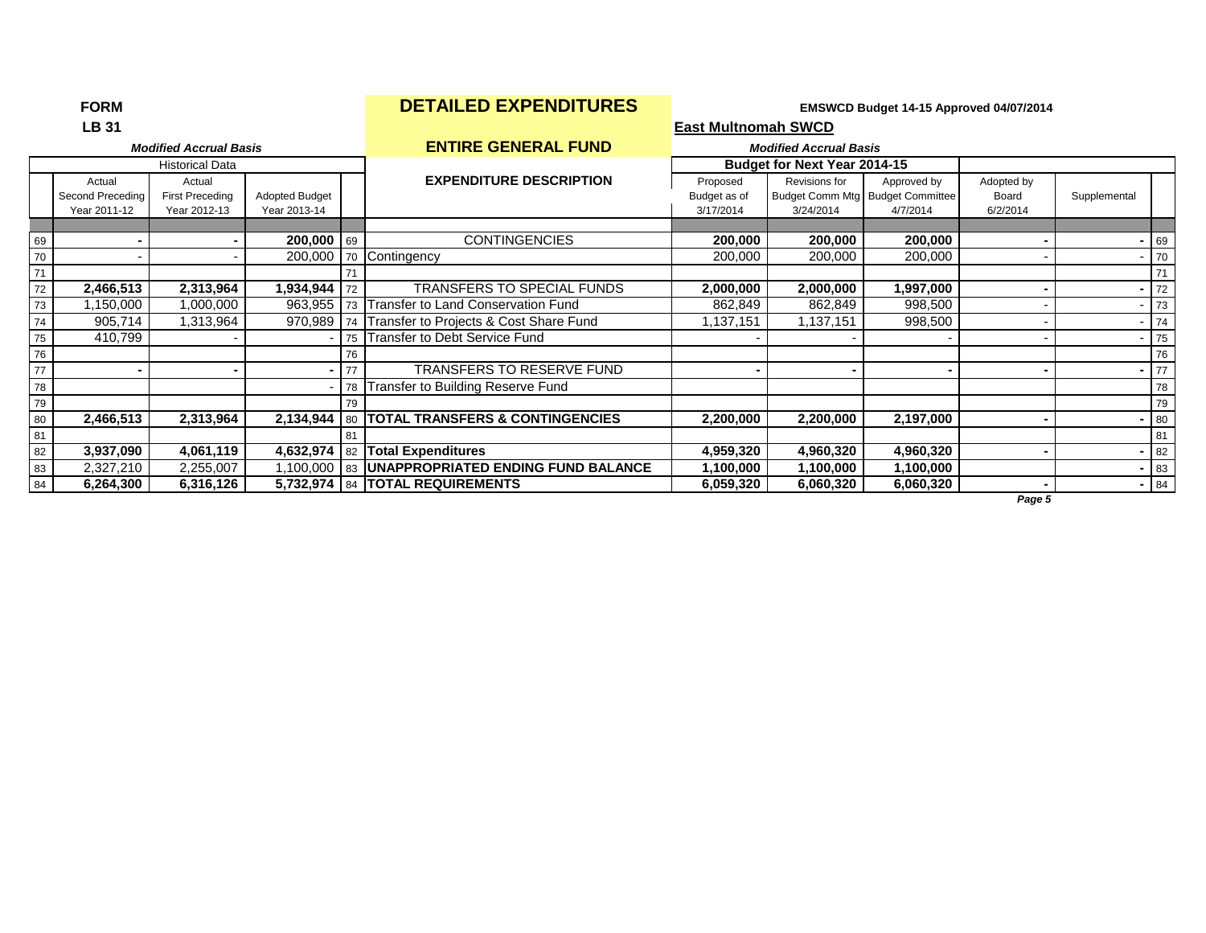**FORM**
**LB 31**

# DETAILED EXPENDITURES

**EMSWCD Budget 14-15 Approved 04/07/2014**

**East Multnomah SWCD**

## ENTIRE GENERAL FUND

| | Historical Data | | | | EXPENDITURE DESCRIPTION | Budget for Next Year 2014-15 | | | | | |
|---|---|---|---|---|---|---|---|---|---|---|---|
| | *Modified Accrual Basis* | | | | | *Modified Accrual Basis* | | | | | |
| | Actual Second Preceding Year 2011-12 | Actual First Preceding Year 2012-13 | Adopted Budget Year 2013-14 | | | Proposed Budget as of 3/17/2014 | Revisions for Budget Comm Mtg 3/24/2014 | Approved by Budget Committee 4/7/2014 | Adopted by Board 6/2/2014 | Supplemental | |
| 69 | **-** | **-** | **200,000** | 69 | CONTINGENCIES | **200,000** | **200,000** | **200,000** | **-** | **-** | 69 |
| 70 | - | - | 200,000 | 70 | Contingency | 200,000 | 200,000 | 200,000 | - | - | 70 |
| 71 | | | | 71 | | | | | | | 71 |
| 72 | **2,466,513** | **2,313,964** | **1,934,944** | 72 | TRANSFERS TO SPECIAL FUNDS | **2,000,000** | **2,000,000** | **1,997,000** | **-** | **-** | 72 |
| 73 | 1,150,000 | 1,000,000 | 963,955 | 73 | Transfer to Land Conservation Fund | 862,849 | 862,849 | 998,500 | - | - | 73 |
| 74 | 905,714 | 1,313,964 | 970,989 | 74 | Transfer to Projects & Cost Share Fund | 1,137,151 | 1,137,151 | 998,500 | - | - | 74 |
| 75 | 410,799 | - | - | 75 | Transfer to Debt Service Fund | - | - | - | - | - | 75 |
| 76 | | | | 76 | | | | | | | 76 |
| 77 | **-** | **-** | **-** | 77 | TRANSFERS TO RESERVE FUND | **-** | **-** | **-** | **-** | **-** | 77 |
| 78 | | | - | 78 | Transfer to Building Reserve Fund | | | | | | 78 |
| 79 | | | | 79 | | | | | | | 79 |
| 80 | **2,466,513** | **2,313,964** | **2,134,944** | 80 | **TOTAL TRANSFERS & CONTINGENCIES** | **2,200,000** | **2,200,000** | **2,197,000** | **-** | **-** | 80 |
| 81 | | | | 81 | | | | | | | 81 |
| 82 | **3,937,090** | **4,061,119** | **4,632,974** | 82 | **Total Expenditures** | **4,959,320** | **4,960,320** | **4,960,320** | **-** | **-** | 82 |
| 83 | 2,327,210 | 2,255,007 | 1,100,000 | 83 | **UNAPPROPRIATED ENDING FUND BALANCE** | **1,100,000** | **1,100,000** | **1,100,000** | | **-** | 83 |
| 84 | **6,264,300** | **6,316,126** | **5,732,974** | 84 | **TOTAL REQUIREMENTS** | **6,059,320** | **6,060,320** | **6,060,320** | **-** | **-** | 84 |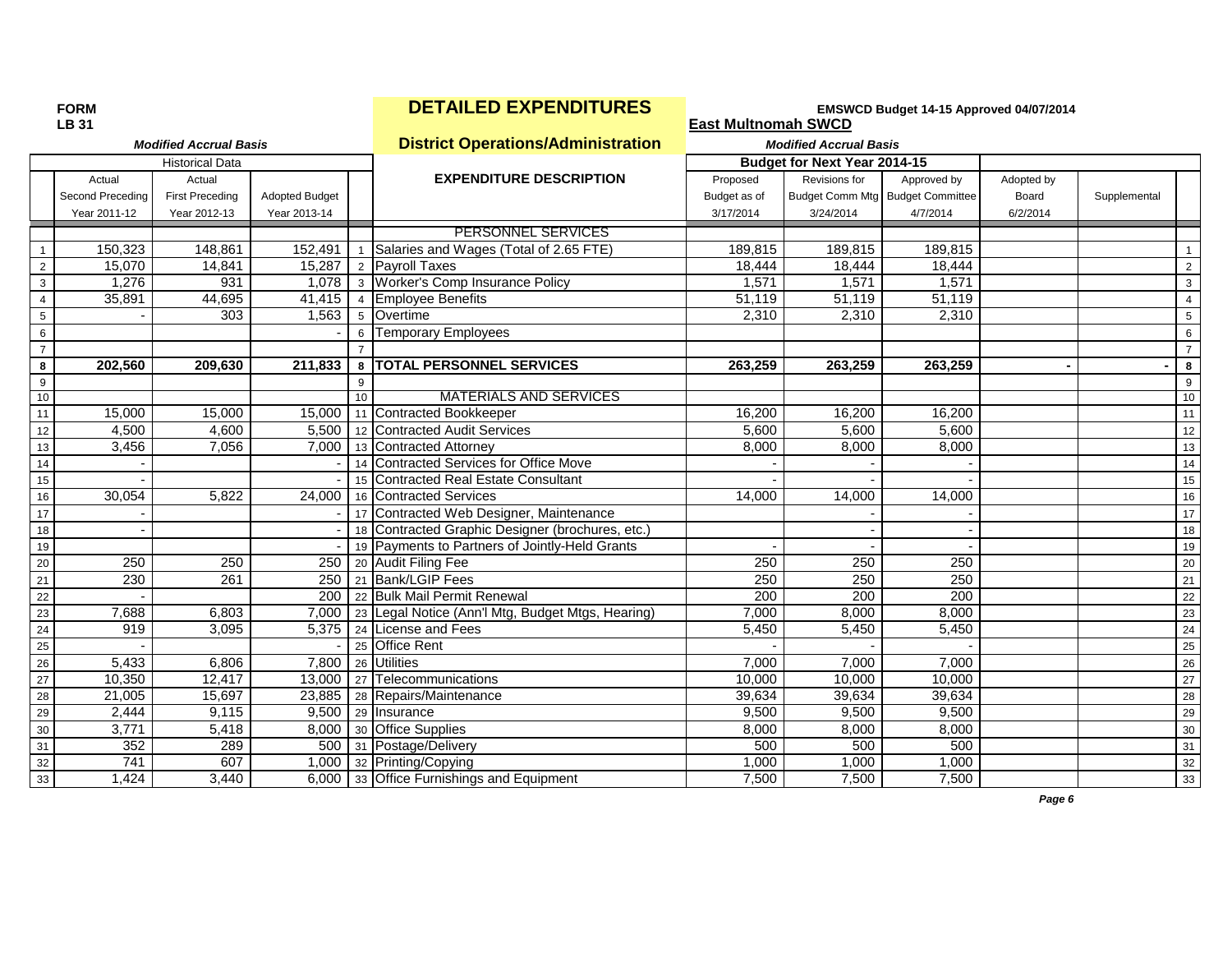**FORM LB 31**

# DETAILED EXPENDITURES

**EMSWCD Budget 14-15 Approved 04/07/2014**

**East Multnomah SWCD**

*Modified Accrual Basis*

## District Operations/Administration

*Modified Accrual Basis*

| | Historical Data | | | | EXPENDITURE DESCRIPTION | Budget for Next Year 2014-15 | | | | | |
|---|---|---|---|---|---|---|---|---|---|---|---|
| | Actual Second Preceding Year 2011-12 | Actual First Preceding Year 2012-13 | Adopted Budget Year 2013-14 | | | Proposed Budget as of 3/17/2014 | Revisions for Budget Comm Mtg 3/24/2014 | Approved by Budget Committee 4/7/2014 | Adopted by Board 6/2/2014 | Supplemental | |
| | | | | | PERSONNEL SERVICES | | | | | | |
| 1 | 150,323 | 148,861 | 152,491 | 1 | Salaries and Wages (Total of 2.65 FTE) | 189,815 | 189,815 | 189,815 | | | 1 |
| 2 | 15,070 | 14,841 | 15,287 | 2 | Payroll Taxes | 18,444 | 18,444 | 18,444 | | | 2 |
| 3 | 1,276 | 931 | 1,078 | 3 | Worker's Comp Insurance Policy | 1,571 | 1,571 | 1,571 | | | 3 |
| 4 | 35,891 | 44,695 | 41,415 | 4 | Employee Benefits | 51,119 | 51,119 | 51,119 | | | 4 |
| 5 | - | 303 | 1,563 | 5 | Overtime | 2,310 | 2,310 | 2,310 | | | 5 |
| 6 | | | - | 6 | Temporary Employees | | | | | | 6 |
| 7 | | | | 7 | | | | | | | 7 |
| **8** | **202,560** | **209,630** | **211,833** | **8** | **TOTAL PERSONNEL SERVICES** | **263,259** | **263,259** | **263,259** | **-** | **-** | **8** |
| 9 | | | | 9 | | | | | | | 9 |
| 10 | | | | 10 | MATERIALS AND SERVICES | | | | | | 10 |
| 11 | 15,000 | 15,000 | 15,000 | 11 | Contracted Bookkeeper | 16,200 | 16,200 | 16,200 | | | 11 |
| 12 | 4,500 | 4,600 | 5,500 | 12 | Contracted Audit Services | 5,600 | 5,600 | 5,600 | | | 12 |
| 13 | 3,456 | 7,056 | 7,000 | 13 | Contracted Attorney | 8,000 | 8,000 | 8,000 | | | 13 |
| 14 | - | | - | 14 | Contracted Services for Office Move | - | - | - | | | 14 |
| 15 | - | | - | 15 | Contracted Real Estate Consultant | - | - | - | | | 15 |
| 16 | 30,054 | 5,822 | 24,000 | 16 | Contracted Services | 14,000 | 14,000 | 14,000 | | | 16 |
| 17 | - | | - | 17 | Contracted Web Designer, Maintenance | | - | - | | | 17 |
| 18 | - | | - | 18 | Contracted Graphic Designer (brochures, etc.) | | - | - | | | 18 |
| 19 | | | - | 19 | Payments to Partners of Jointly-Held Grants | - | - | - | | | 19 |
| 20 | 250 | 250 | 250 | 20 | Audit Filing Fee | 250 | 250 | 250 | | | 20 |
| 21 | 230 | 261 | 250 | 21 | Bank/LGIP Fees | 250 | 250 | 250 | | | 21 |
| 22 | - | | 200 | 22 | Bulk Mail Permit Renewal | 200 | 200 | 200 | | | 22 |
| 23 | 7,688 | 6,803 | 7,000 | 23 | Legal Notice (Ann'l Mtg, Budget Mtgs, Hearing) | 7,000 | 8,000 | 8,000 | | | 23 |
| 24 | 919 | 3,095 | 5,375 | 24 | License and Fees | 5,450 | 5,450 | 5,450 | | | 24 |
| 25 | - | | - | 25 | Office Rent | - | - | - | | | 25 |
| 26 | 5,433 | 6,806 | 7,800 | 26 | Utilities | 7,000 | 7,000 | 7,000 | | | 26 |
| 27 | 10,350 | 12,417 | 13,000 | 27 | Telecommunications | 10,000 | 10,000 | 10,000 | | | 27 |
| 28 | 21,005 | 15,697 | 23,885 | 28 | Repairs/Maintenance | 39,634 | 39,634 | 39,634 | | | 28 |
| 29 | 2,444 | 9,115 | 9,500 | 29 | Insurance | 9,500 | 9,500 | 9,500 | | | 29 |
| 30 | 3,771 | 5,418 | 8,000 | 30 | Office Supplies | 8,000 | 8,000 | 8,000 | | | 30 |
| 31 | 352 | 289 | 500 | 31 | Postage/Delivery | 500 | 500 | 500 | | | 31 |
| 32 | 741 | 607 | 1,000 | 32 | Printing/Copying | 1,000 | 1,000 | 1,000 | | | 32 |
| 33 | 1,424 | 3,440 | 6,000 | 33 | Office Furnishings and Equipment | 7,500 | 7,500 | 7,500 | | | 33 |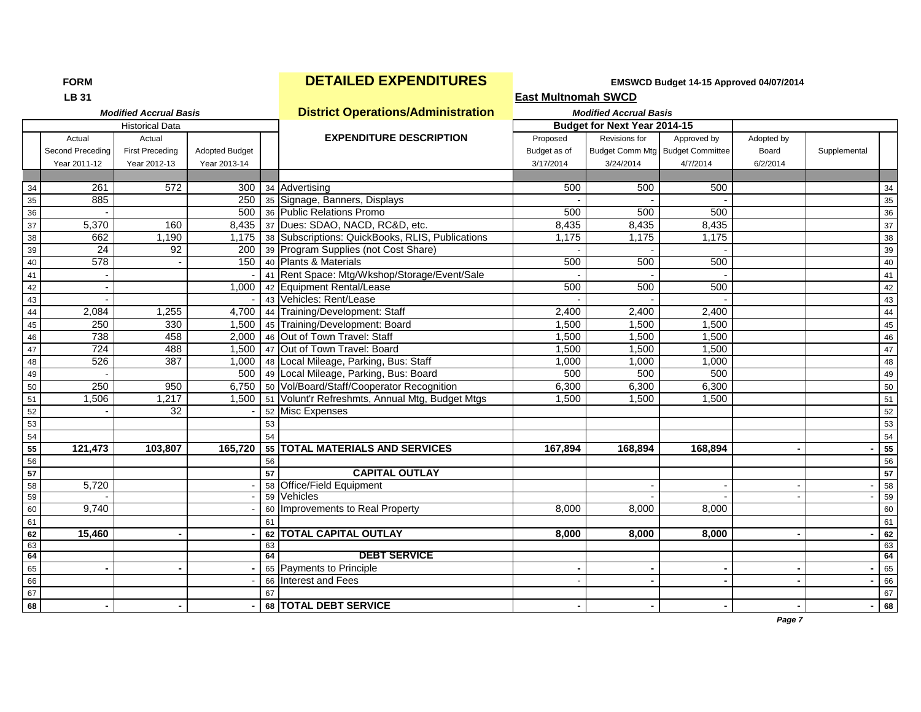**FORM**
**LB 31**

# DETAILED EXPENDITURES

## District Operations/Administration

**EMSWCD Budget 14-15 Approved 04/07/2014**

**East Multnomah SWCD**

| | *Modified Accrual Basis* | | | | | *Modified Accrual Basis* | | | | | |
|---|---|---|---|---|---|---|---|---|---|---|---|
| | Historical Data | | | | | Budget for Next Year 2014-15 | | | | | |
| | Actual Second Preceding Year 2011-12 | Actual First Preceding Year 2012-13 | Adopted Budget Year 2013-14 | | **EXPENDITURE DESCRIPTION** | Proposed Budget as of 3/17/2014 | Revisions for Budget Comm Mtg 3/24/2014 | Approved by Budget Committee 4/7/2014 | Adopted by Board 6/2/2014 | Supplemental | |
| 34 | 261 | 572 | 300 | 34 | Advertising | 500 | 500 | 500 | | | 34 |
| 35 | 885 | | 250 | 35 | Signage, Banners, Displays | - | - | - | | | 35 |
| 36 | - | | 500 | 36 | Public Relations Promo | 500 | 500 | 500 | | | 36 |
| 37 | 5,370 | 160 | 8,435 | 37 | Dues: SDAO, NACD, RC&D, etc. | 8,435 | 8,435 | 8,435 | | | 37 |
| 38 | 662 | 1,190 | 1,175 | 38 | Subscriptions: QuickBooks, RLIS, Publications | 1,175 | 1,175 | 1,175 | | | 38 |
| 39 | 24 | 92 | 200 | 39 | Program Supplies (not Cost Share) | - | - | - | | | 39 |
| 40 | 578 | - | 150 | 40 | Plants & Materials | 500 | 500 | 500 | | | 40 |
| 41 | - | | - | 41 | Rent Space: Mtg/Wkshop/Storage/Event/Sale | - | - | - | | | 41 |
| 42 | - | | 1,000 | 42 | Equipment Rental/Lease | 500 | 500 | 500 | | | 42 |
| 43 | - | | - | 43 | Vehicles: Rent/Lease | - | - | - | | | 43 |
| 44 | 2,084 | 1,255 | 4,700 | 44 | Training/Development: Staff | 2,400 | 2,400 | 2,400 | | | 44 |
| 45 | 250 | 330 | 1,500 | 45 | Training/Development: Board | 1,500 | 1,500 | 1,500 | | | 45 |
| 46 | 738 | 458 | 2,000 | 46 | Out of Town Travel: Staff | 1,500 | 1,500 | 1,500 | | | 46 |
| 47 | 724 | 488 | 1,500 | 47 | Out of Town Travel: Board | 1,500 | 1,500 | 1,500 | | | 47 |
| 48 | 526 | 387 | 1,000 | 48 | Local Mileage, Parking, Bus: Staff | 1,000 | 1,000 | 1,000 | | | 48 |
| 49 | - | | 500 | 49 | Local Mileage, Parking, Bus: Board | 500 | 500 | 500 | | | 49 |
| 50 | 250 | 950 | 6,750 | 50 | Vol/Board/Staff/Cooperator Recognition | 6,300 | 6,300 | 6,300 | | | 50 |
| 51 | 1,506 | 1,217 | 1,500 | 51 | Volunt'r Refreshmts, Annual Mtg, Budget Mtgs | 1,500 | 1,500 | 1,500 | | | 51 |
| 52 | - | 32 | - | 52 | Misc Expenses | | | | | | 52 |
| 53 | | | | 53 | | | | | | | 53 |
| 54 | | | | 54 | | | | | | | 54 |
| **55** | **121,473** | **103,807** | **165,720** | **55** | **TOTAL MATERIALS AND SERVICES** | **167,894** | **168,894** | **168,894** | **-** | **-** | **55** |
| 56 | | | | 56 | | | | | | | 56 |
| **57** | | | | **57** | **CAPITAL OUTLAY** | | | | | | **57** |
| 58 | 5,720 | | - | 58 | Office/Field Equipment | | - | - | - | - | 58 |
| 59 | - | | - | 59 | Vehicles | | - | - | - | - | 59 |
| 60 | 9,740 | | - | 60 | Improvements to Real Property | 8,000 | 8,000 | 8,000 | | | 60 |
| 61 | | | | 61 | | | | | | | 61 |
| **62** | **15,460** | **-** | **-** | **62** | **TOTAL CAPITAL OUTLAY** | **8,000** | **8,000** | **8,000** | **-** | **-** | **62** |
| 63 | | | | 63 | | | | | | | 63 |
| **64** | | | | **64** | **DEBT SERVICE** | | | | | | **64** |
| 65 | - | - | - | 65 | Payments to Principle | - | - | - | - | - | 65 |
| 66 | | | - | 66 | Interest and Fees | - | - | - | - | - | 66 |
| 67 | | | | 67 | | | | | | | 67 |
| **68** | **-** | **-** | **-** | **68** | **TOTAL DEBT SERVICE** | **-** | **-** | **-** | **-** | **-** | **68** |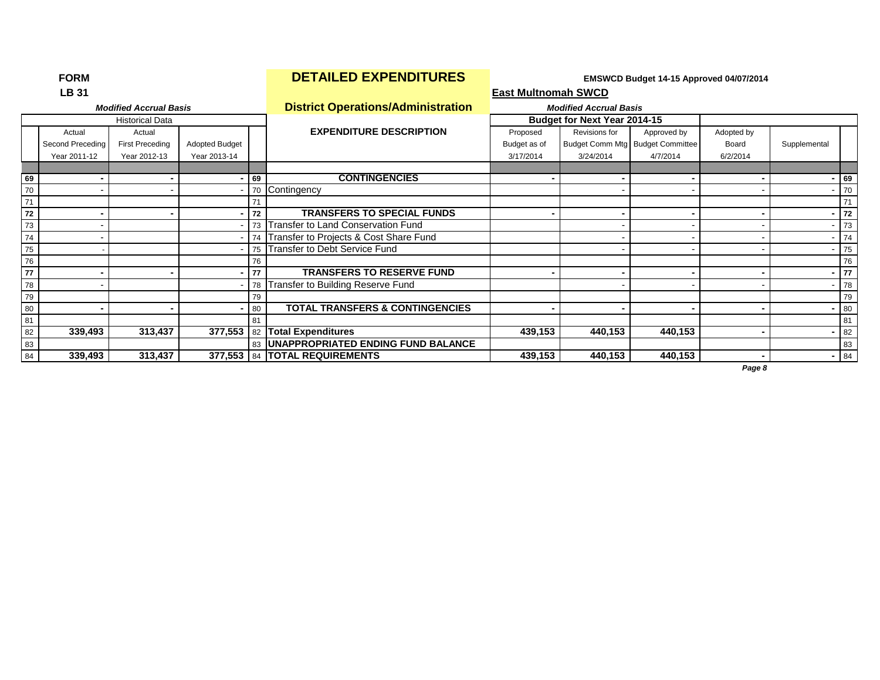**FORM**
**LB 31**

# DETAILED EXPENDITURES

**EMSWCD Budget 14-15 Approved 04/07/2014**

**East Multnomah SWCD**

## District Operations/Administration

*Modified Accrual Basis*

| | Historical Data | | | | | Budget for Next Year 2014-15 | | | | | |
|---|---|---|---|---|---|---|---|---|---|---|---|
| | Actual Second Preceding Year 2011-12 | Actual First Preceding Year 2012-13 | Adopted Budget Year 2013-14 | | EXPENDITURE DESCRIPTION | Proposed Budget as of 3/17/2014 | Revisions for Budget Comm Mtg 3/24/2014 | Approved by Budget Committee 4/7/2014 | Adopted by Board 6/2/2014 | Supplemental | |
| **69** | **-** | **-** | **-** | **69** | **CONTINGENCIES** | **-** | **-** | **-** | **-** | **-** | **69** |
| 70 | - | - | - | 70 | Contingency | | - | - | - | - | 70 |
| 71 | | | | 71 | | | | | | | 71 |
| **72** | **-** | **-** | **-** | **72** | **TRANSFERS TO SPECIAL FUNDS** | **-** | **-** | **-** | **-** | **-** | **72** |
| 73 | - | | - | 73 | Transfer to Land Conservation Fund | | - | - | - | - | 73 |
| 74 | - | | - | 74 | Transfer to Projects & Cost Share Fund | | - | - | - | - | 74 |
| 75 | - | | - | 75 | Transfer to Debt Service Fund | | - | - | - | - | 75 |
| 76 | | | | 76 | | | | | | | 76 |
| **77** | **-** | **-** | **-** | **77** | **TRANSFERS TO RESERVE FUND** | **-** | **-** | **-** | **-** | **-** | **77** |
| 78 | - | | - | 78 | Transfer to Building Reserve Fund | | - | - | - | - | 78 |
| 79 | | | | 79 | | | | | | | 79 |
| 80 | **-** | **-** | **-** | 80 | **TOTAL TRANSFERS & CONTINGENCIES** | **-** | **-** | **-** | **-** | **-** | 80 |
| 81 | | | | 81 | | | | | | | 81 |
| 82 | **339,493** | **313,437** | **377,553** | 82 | **Total Expenditures** | **439,153** | **440,153** | **440,153** | **-** | **-** | 82 |
| 83 | | | | 83 | **UNAPPROPRIATED ENDING FUND BALANCE** | | | | | | 83 |
| 84 | **339,493** | **313,437** | **377,553** | 84 | **TOTAL REQUIREMENTS** | **439,153** | **440,153** | **440,153** | **-** | **-** | 84 |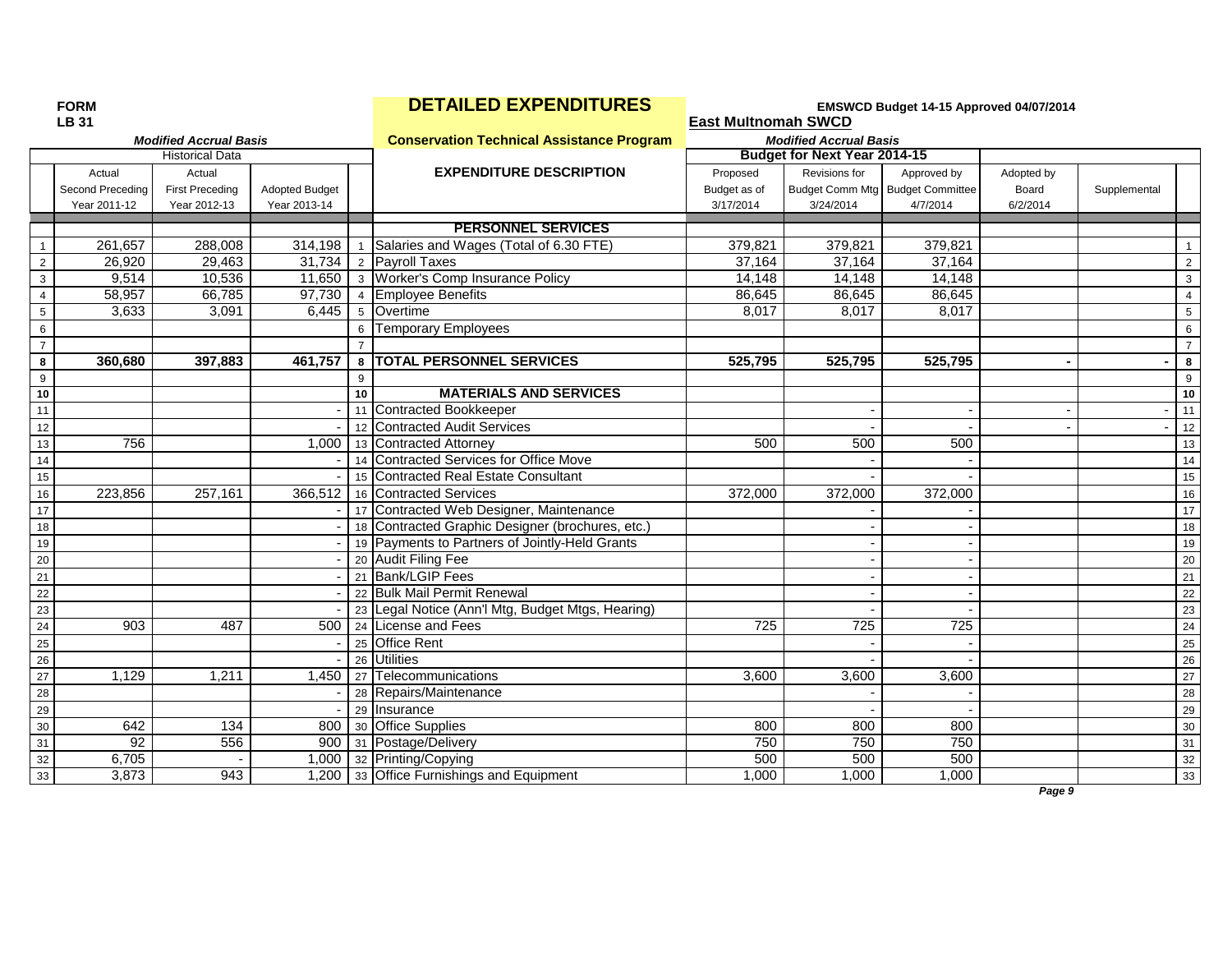**FORM LB 31**

# DETAILED EXPENDITURES

**EMSWCD Budget 14-15 Approved 04/07/2014**

**East Multnomah SWCD**

***Modified Accrual Basis***

## Conservation Technical Assistance Program

| | Historical Data | | | | EXPENDITURE DESCRIPTION | Budget for Next Year 2014-15 | | | | | |
|---|---|---|---|---|---|---|---|---|---|---|---|
| | Actual Second Preceding Year 2011-12 | Actual First Preceding Year 2012-13 | Adopted Budget Year 2013-14 | | | Proposed Budget as of 3/17/2014 | Revisions for Budget Comm Mtg 3/24/2014 | Approved by Budget Committee 4/7/2014 | Adopted by Board 6/2/2014 | Supplemental | |
| | | | | | **PERSONNEL SERVICES** | | | | | | |
| 1 | 261,657 | 288,008 | 314,198 | 1 | Salaries and Wages (Total of 6.30 FTE) | 379,821 | 379,821 | 379,821 | | | 1 |
| 2 | 26,920 | 29,463 | 31,734 | 2 | Payroll Taxes | 37,164 | 37,164 | 37,164 | | | 2 |
| 3 | 9,514 | 10,536 | 11,650 | 3 | Worker's Comp Insurance Policy | 14,148 | 14,148 | 14,148 | | | 3 |
| 4 | 58,957 | 66,785 | 97,730 | 4 | Employee Benefits | 86,645 | 86,645 | 86,645 | | | 4 |
| 5 | 3,633 | 3,091 | 6,445 | 5 | Overtime | 8,017 | 8,017 | 8,017 | | | 5 |
| 6 | | | | 6 | Temporary Employees | | | | | | 6 |
| 7 | | | | 7 | | | | | | | 7 |
| **8** | **360,680** | **397,883** | **461,757** | **8** | **TOTAL PERSONNEL SERVICES** | **525,795** | **525,795** | **525,795** | **-** | **-** | **8** |
| 9 | | | | 9 | | | | | | | 9 |
| **10** | | | | **10** | **MATERIALS AND SERVICES** | | | | | | **10** |
| 11 | | | - | 11 | Contracted Bookkeeper | | - | - | - | - | 11 |
| 12 | | | - | 12 | Contracted Audit Services | | - | - | - | - | 12 |
| 13 | 756 | | 1,000 | 13 | Contracted Attorney | 500 | 500 | 500 | | | 13 |
| 14 | | | - | 14 | Contracted Services for Office Move | | - | - | | | 14 |
| 15 | | | - | 15 | Contracted Real Estate Consultant | | - | - | | | 15 |
| 16 | 223,856 | 257,161 | 366,512 | 16 | Contracted Services | 372,000 | 372,000 | 372,000 | | | 16 |
| 17 | | | - | 17 | Contracted Web Designer, Maintenance | | - | - | | | 17 |
| 18 | | | - | 18 | Contracted Graphic Designer (brochures, etc.) | | - | - | | | 18 |
| 19 | | | - | 19 | Payments to Partners of Jointly-Held Grants | | - | - | | | 19 |
| 20 | | | - | 20 | Audit Filing Fee | | - | - | | | 20 |
| 21 | | | - | 21 | Bank/LGIP Fees | | - | - | | | 21 |
| 22 | | | - | 22 | Bulk Mail Permit Renewal | | - | - | | | 22 |
| 23 | | | - | 23 | Legal Notice (Ann'l Mtg, Budget Mtgs, Hearing) | | - | - | | | 23 |
| 24 | 903 | 487 | 500 | 24 | License and Fees | 725 | 725 | 725 | | | 24 |
| 25 | | | - | 25 | Office Rent | | - | - | | | 25 |
| 26 | | | - | 26 | Utilities | | - | - | | | 26 |
| 27 | 1,129 | 1,211 | 1,450 | 27 | Telecommunications | 3,600 | 3,600 | 3,600 | | | 27 |
| 28 | | | - | 28 | Repairs/Maintenance | | - | - | | | 28 |
| 29 | | | - | 29 | Insurance | | - | - | | | 29 |
| 30 | 642 | 134 | 800 | 30 | Office Supplies | 800 | 800 | 800 | | | 30 |
| 31 | 92 | 556 | 900 | 31 | Postage/Delivery | 750 | 750 | 750 | | | 31 |
| 32 | 6,705 | - | 1,000 | 32 | Printing/Copying | 500 | 500 | 500 | | | 32 |
| 33 | 3,873 | 943 | 1,200 | 33 | Office Furnishings and Equipment | 1,000 | 1,000 | 1,000 | | | 33 |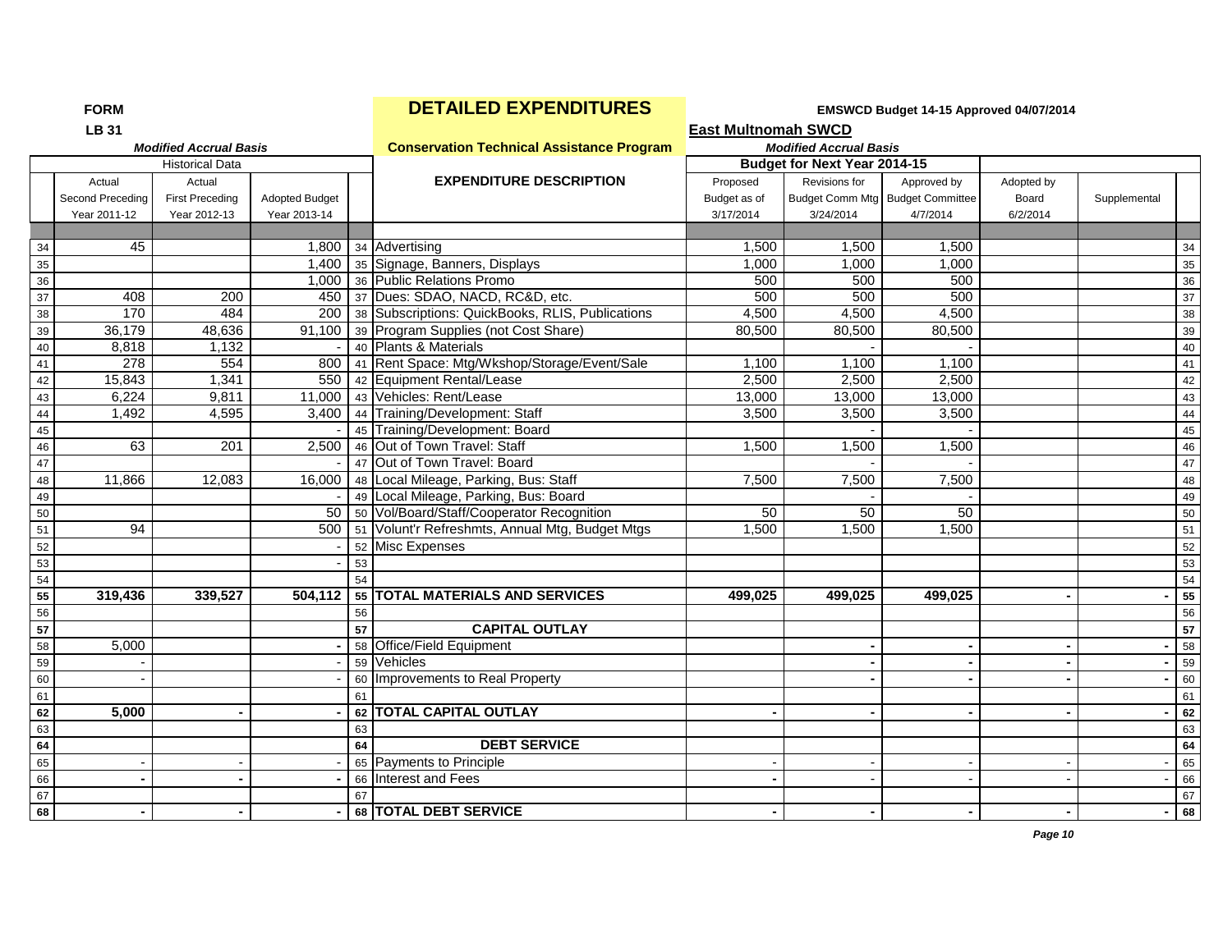**FORM**

**LB 31**

# DETAILED EXPENDITURES

**EMSWCD Budget 14-15 Approved 04/07/2014**

**East Multnomah SWCD**

## Conservation Technical Assistance Program

| | Historical Data | | | | | Budget for Next Year 2014-15 | | | | | |
|---|---|---|---|---|---|---|---|---|---|---|---|
| | *Modified Accrual Basis* | | | | | *Modified Accrual Basis* | | | | | |
| | Actual Second Preceding Year 2011-12 | Actual First Preceding Year 2012-13 | Adopted Budget Year 2013-14 | | **EXPENDITURE DESCRIPTION** | Proposed Budget as of 3/17/2014 | Revisions for Budget Comm Mtg 3/24/2014 | Approved by Budget Committee 4/7/2014 | Adopted by Board 6/2/2014 | Supplemental | |
| 34 | 45 | | 1,800 | 34 | Advertising | 1,500 | 1,500 | 1,500 | | | 34 |
| 35 | | | 1,400 | 35 | Signage, Banners, Displays | 1,000 | 1,000 | 1,000 | | | 35 |
| 36 | | | 1,000 | 36 | Public Relations Promo | 500 | 500 | 500 | | | 36 |
| 37 | 408 | 200 | 450 | 37 | Dues: SDAO, NACD, RC&D, etc. | 500 | 500 | 500 | | | 37 |
| 38 | 170 | 484 | 200 | 38 | Subscriptions: QuickBooks, RLIS, Publications | 4,500 | 4,500 | 4,500 | | | 38 |
| 39 | 36,179 | 48,636 | 91,100 | 39 | Program Supplies (not Cost Share) | 80,500 | 80,500 | 80,500 | | | 39 |
| 40 | 8,818 | 1,132 | - | 40 | Plants & Materials | | - | - | | | 40 |
| 41 | 278 | 554 | 800 | 41 | Rent Space: Mtg/Wkshop/Storage/Event/Sale | 1,100 | 1,100 | 1,100 | | | 41 |
| 42 | 15,843 | 1,341 | 550 | 42 | Equipment Rental/Lease | 2,500 | 2,500 | 2,500 | | | 42 |
| 43 | 6,224 | 9,811 | 11,000 | 43 | Vehicles: Rent/Lease | 13,000 | 13,000 | 13,000 | | | 43 |
| 44 | 1,492 | 4,595 | 3,400 | 44 | Training/Development: Staff | 3,500 | 3,500 | 3,500 | | | 44 |
| 45 | | | - | 45 | Training/Development: Board | | - | - | | | 45 |
| 46 | 63 | 201 | 2,500 | 46 | Out of Town Travel: Staff | 1,500 | 1,500 | 1,500 | | | 46 |
| 47 | | | - | 47 | Out of Town Travel: Board | | - | - | | | 47 |
| 48 | 11,866 | 12,083 | 16,000 | 48 | Local Mileage, Parking, Bus: Staff | 7,500 | 7,500 | 7,500 | | | 48 |
| 49 | | | - | 49 | Local Mileage, Parking, Bus: Board | | - | - | | | 49 |
| 50 | | | 50 | 50 | Vol/Board/Staff/Cooperator Recognition | 50 | 50 | 50 | | | 50 |
| 51 | 94 | | 500 | 51 | Volunt'r Refreshmts, Annual Mtg, Budget Mtgs | 1,500 | 1,500 | 1,500 | | | 51 |
| 52 | | | - | 52 | Misc Expenses | | | | | | 52 |
| 53 | | | - | 53 | | | | | | | 53 |
| 54 | | | | 54 | | | | | | | 54 |
| **55** | **319,436** | **339,527** | **504,112** | **55** | **TOTAL MATERIALS AND SERVICES** | **499,025** | **499,025** | **499,025** | **-** | **-** | **55** |
| 56 | | | | 56 | | | | | | | 56 |
| **57** | | | | **57** | **CAPITAL OUTLAY** | | | | | | **57** |
| 58 | 5,000 | | - | 58 | Office/Field Equipment | | - | - | - | - | 58 |
| 59 | - | | - | 59 | Vehicles | | - | - | - | - | 59 |
| 60 | - | | - | 60 | Improvements to Real Property | | - | - | - | - | 60 |
| 61 | | | | 61 | | | | | | | 61 |
| **62** | **5,000** | **-** | **-** | **62** | **TOTAL CAPITAL OUTLAY** | **-** | **-** | **-** | **-** | **-** | **62** |
| 63 | | | | 63 | | | | | | | 63 |
| **64** | | | | **64** | **DEBT SERVICE** | | | | | | **64** |
| 65 | - | - | - | 65 | Payments to Principle | - | - | - | - | - | 65 |
| 66 | - | - | - | 66 | Interest and Fees | - | - | - | - | - | 66 |
| 67 | | | | 67 | | | | | | | 67 |
| **68** | **-** | **-** | **-** | **68** | **TOTAL DEBT SERVICE** | **-** | **-** | **-** | **-** | **-** | **68** |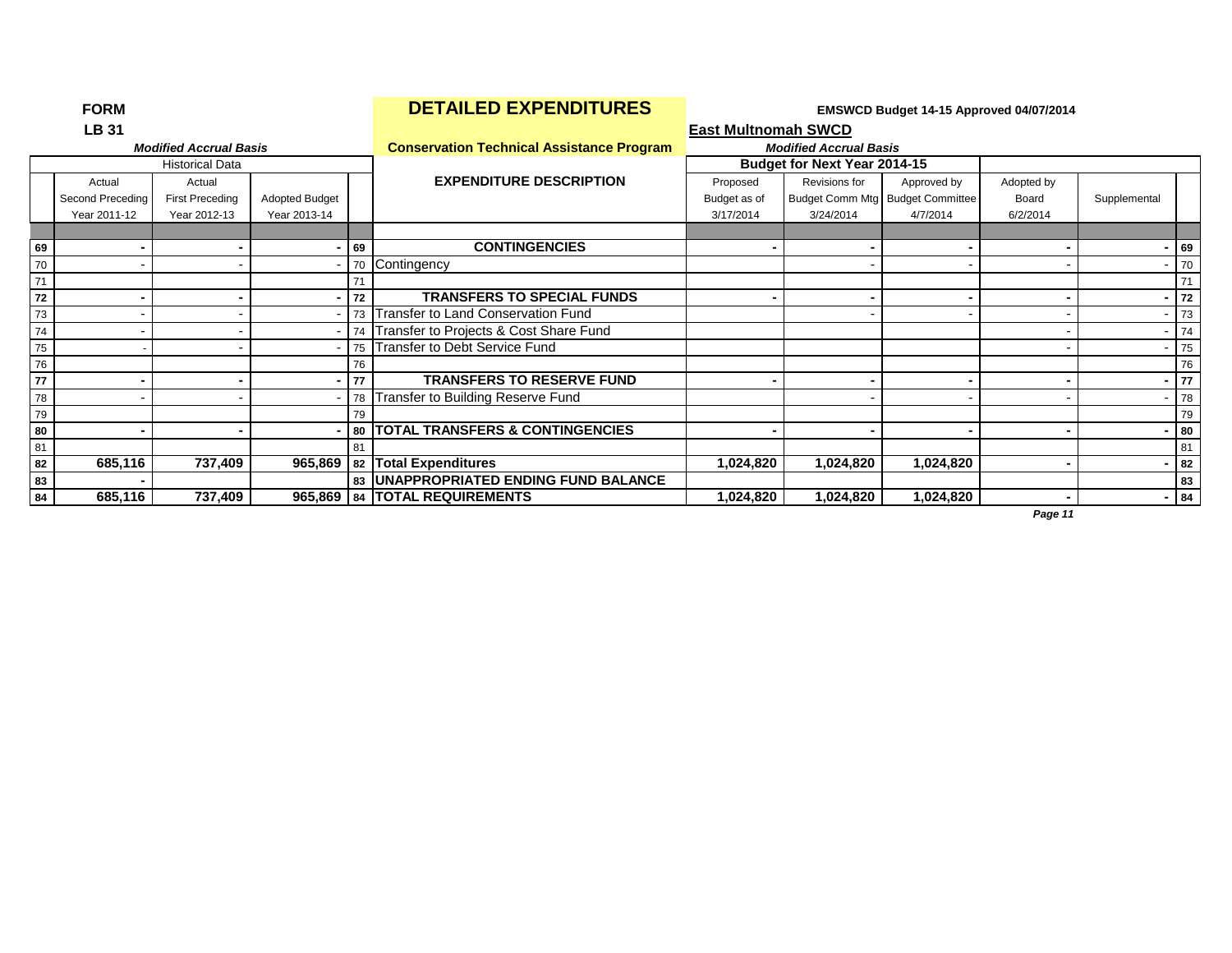**FORM**
**LB 31**

# DETAILED EXPENDITURES

**EMSWCD Budget 14-15 Approved 04/07/2014**

**East Multnomah SWCD**

***Modified Accrual Basis***

**Conservation Technical Assistance Program**

| | Historical Data | | | | | Budget for Next Year 2014-15 | | | | | |
|---|---|---|---|---|---|---|---|---|---|---|---|
| | Actual Second Preceding Year 2011-12 | Actual First Preceding Year 2012-13 | Adopted Budget Year 2013-14 | | EXPENDITURE DESCRIPTION | Proposed Budget as of 3/17/2014 | Revisions for Budget Comm Mtg 3/24/2014 | Approved by Budget Committee 4/7/2014 | Adopted by Board 6/2/2014 | Supplemental | |
| **69** | **-** | **-** | **-** | **69** | **CONTINGENCIES** | **-** | **-** | **-** | **-** | **-** | **69** |
| 70 | - | - | - | 70 | Contingency | | - | - | - | - | 70 |
| 71 | | | | 71 | | | | | | | 71 |
| **72** | **-** | **-** | **-** | **72** | **TRANSFERS TO SPECIAL FUNDS** | **-** | **-** | **-** | **-** | **-** | **72** |
| 73 | - | - | - | 73 | Transfer to Land Conservation Fund | | - | - | - | - | 73 |
| 74 | - | - | - | 74 | Transfer to Projects & Cost Share Fund | | | | - | - | 74 |
| 75 | - | - | - | 75 | Transfer to Debt Service Fund | | | | - | - | 75 |
| 76 | | | | 76 | | | | | | | 76 |
| **77** | **-** | **-** | **-** | **77** | **TRANSFERS TO RESERVE FUND** | **-** | **-** | **-** | **-** | **-** | **77** |
| 78 | - | - | - | 78 | Transfer to Building Reserve Fund | | - | - | - | - | 78 |
| 79 | | | | 79 | | | | | | | 79 |
| **80** | **-** | **-** | **-** | **80** | **TOTAL TRANSFERS & CONTINGENCIES** | **-** | **-** | **-** | **-** | **-** | **80** |
| 81 | | | | 81 | | | | | | | 81 |
| **82** | **685,116** | **737,409** | **965,869** | **82** | **Total Expenditures** | **1,024,820** | **1,024,820** | **1,024,820** | **-** | **-** | **82** |
| **83** | **-** | | | **83** | **UNAPPROPRIATED ENDING FUND BALANCE** | | | | | | **83** |
| **84** | **685,116** | **737,409** | **965,869** | **84** | **TOTAL REQUIREMENTS** | **1,024,820** | **1,024,820** | **1,024,820** | **-** | **-** | **84** |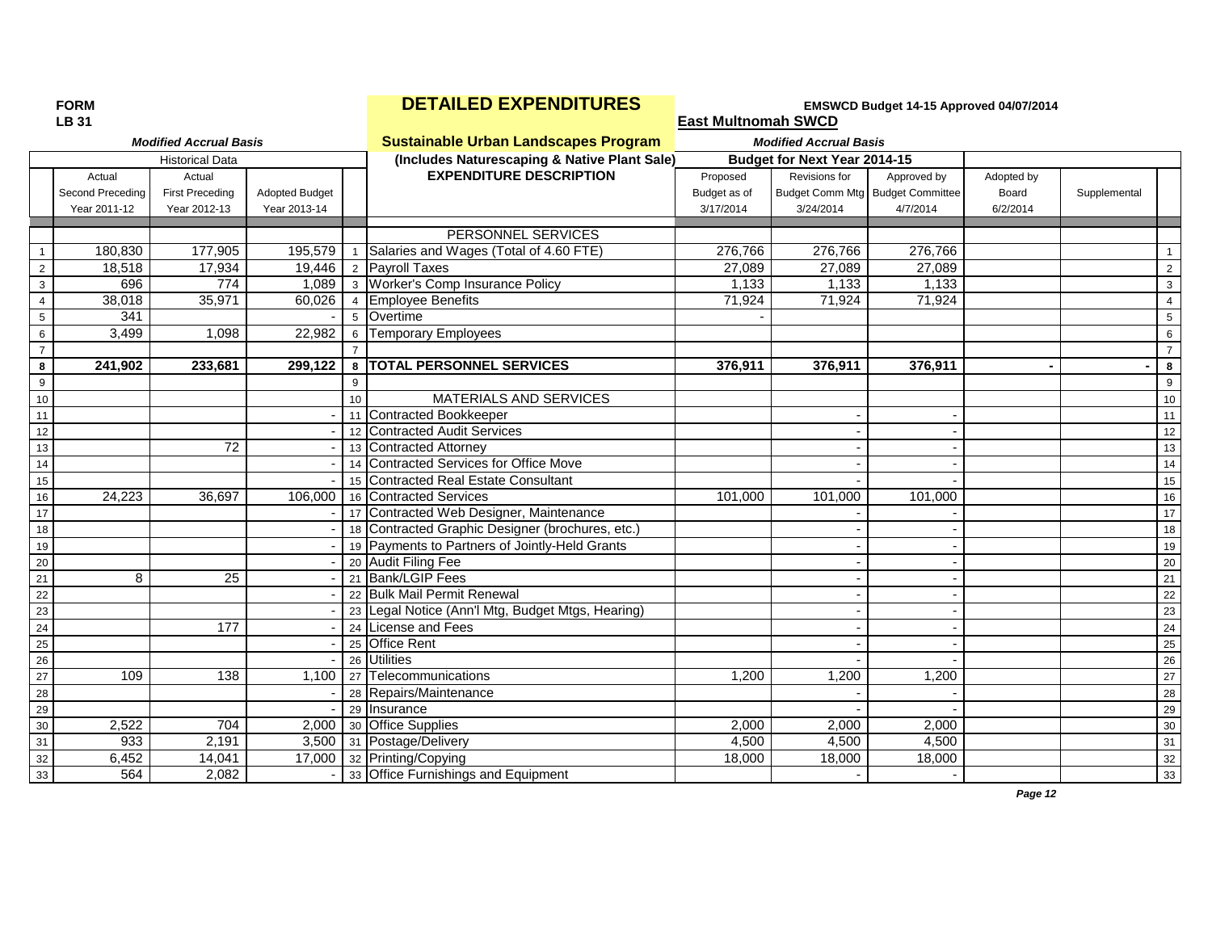**FORM LB 31**

# DETAILED EXPENDITURES

**EMSWCD Budget 14-15 Approved 04/07/2014**

**East Multnomah SWCD**

## Sustainable Urban Landscapes Program

**(Includes Naturescaping & Native Plant Sale)**

*Modified Accrual Basis*

| | Historical Data | | | | | Budget for Next Year 2014-15 | | | | | |
|---|---|---|---|---|---|---|---|---|---|---|---|
| | Actual Second Preceding Year 2011-12 | Actual First Preceding Year 2012-13 | Adopted Budget Year 2013-14 | | EXPENDITURE DESCRIPTION | Proposed Budget as of 3/17/2014 | Revisions for Budget Comm Mtg 3/24/2014 | Approved by Budget Committee 4/7/2014 | Adopted by Board 6/2/2014 | Supplemental | |
| | | | | | PERSONNEL SERVICES | | | | | | |
| 1 | 180,830 | 177,905 | 195,579 | 1 | Salaries and Wages (Total of 4.60 FTE) | 276,766 | 276,766 | 276,766 | | | 1 |
| 2 | 18,518 | 17,934 | 19,446 | 2 | Payroll Taxes | 27,089 | 27,089 | 27,089 | | | 2 |
| 3 | 696 | 774 | 1,089 | 3 | Worker's Comp Insurance Policy | 1,133 | 1,133 | 1,133 | | | 3 |
| 4 | 38,018 | 35,971 | 60,026 | 4 | Employee Benefits | 71,924 | 71,924 | 71,924 | | | 4 |
| 5 | 341 | | - | 5 | Overtime | - | | | | | 5 |
| 6 | 3,499 | 1,098 | 22,982 | 6 | Temporary Employees | | | | | | 6 |
| 7 | | | | 7 | | | | | | | 7 |
| 8 | **241,902** | **233,681** | **299,122** | 8 | **TOTAL PERSONNEL SERVICES** | **376,911** | **376,911** | **376,911** | **-** | **-** | 8 |
| 9 | | | | 9 | | | | | | | 9 |
| 10 | | | | 10 | MATERIALS AND SERVICES | | | | | | 10 |
| 11 | | | - | 11 | Contracted Bookkeeper | | - | - | | | 11 |
| 12 | | | - | 12 | Contracted Audit Services | | - | - | | | 12 |
| 13 | | 72 | - | 13 | Contracted Attorney | | - | - | | | 13 |
| 14 | | | - | 14 | Contracted Services for Office Move | | - | - | | | 14 |
| 15 | | | - | 15 | Contracted Real Estate Consultant | | - | - | | | 15 |
| 16 | 24,223 | 36,697 | 106,000 | 16 | Contracted Services | 101,000 | 101,000 | 101,000 | | | 16 |
| 17 | | | - | 17 | Contracted Web Designer, Maintenance | | - | - | | | 17 |
| 18 | | | - | 18 | Contracted Graphic Designer (brochures, etc.) | | - | - | | | 18 |
| 19 | | | - | 19 | Payments to Partners of Jointly-Held Grants | | - | - | | | 19 |
| 20 | | | - | 20 | Audit Filing Fee | | - | - | | | 20 |
| 21 | 8 | 25 | - | 21 | Bank/LGIP Fees | | - | - | | | 21 |
| 22 | | | - | 22 | Bulk Mail Permit Renewal | | - | - | | | 22 |
| 23 | | | - | 23 | Legal Notice (Ann'l Mtg, Budget Mtgs, Hearing) | | - | - | | | 23 |
| 24 | | 177 | - | 24 | License and Fees | | - | - | | | 24 |
| 25 | | | - | 25 | Office Rent | | - | - | | | 25 |
| 26 | | | - | 26 | Utilities | | - | - | | | 26 |
| 27 | 109 | 138 | 1,100 | 27 | Telecommunications | 1,200 | 1,200 | 1,200 | | | 27 |
| 28 | | | - | 28 | Repairs/Maintenance | | - | - | | | 28 |
| 29 | | | - | 29 | Insurance | | - | - | | | 29 |
| 30 | 2,522 | 704 | 2,000 | 30 | Office Supplies | 2,000 | 2,000 | 2,000 | | | 30 |
| 31 | 933 | 2,191 | 3,500 | 31 | Postage/Delivery | 4,500 | 4,500 | 4,500 | | | 31 |
| 32 | 6,452 | 14,041 | 17,000 | 32 | Printing/Copying | 18,000 | 18,000 | 18,000 | | | 32 |
| 33 | 564 | 2,082 | - | 33 | Office Furnishings and Equipment | | - | - | | | 33 |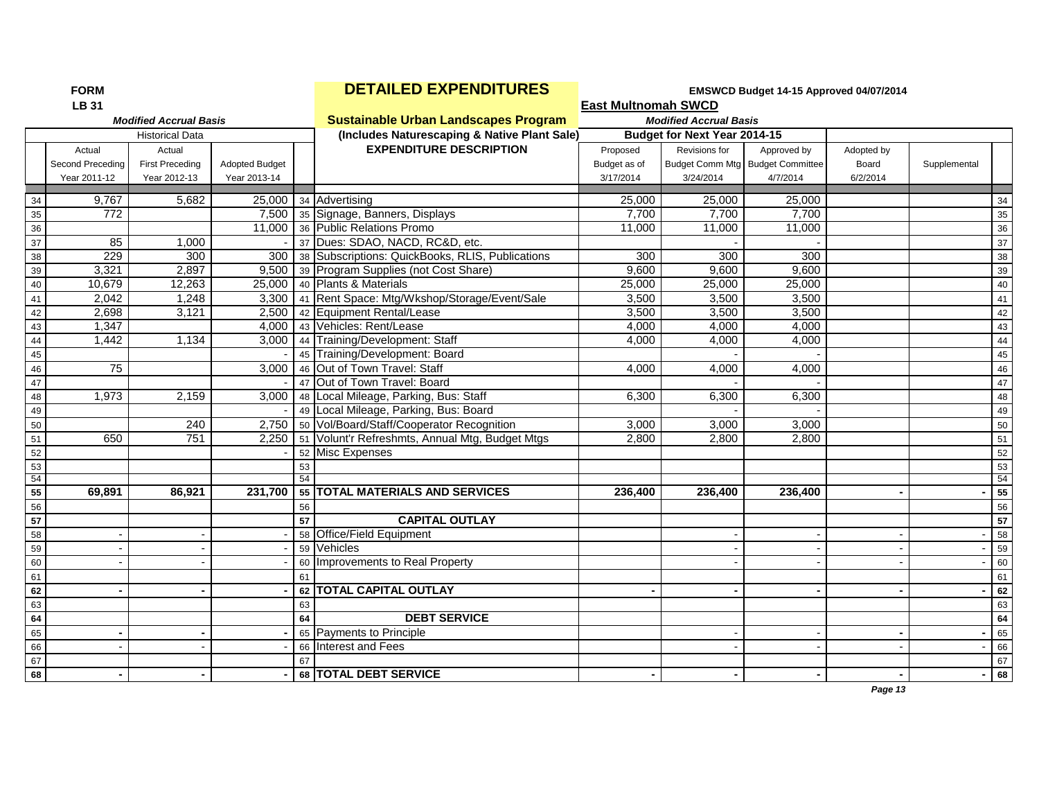**FORM**
**LB 31**

*Modified Accrual Basis*

# DETAILED EXPENDITURES

## Sustainable Urban Landscapes Program

**(Includes Naturescaping & Native Plant Sale)**

**EMSWCD Budget 14-15 Approved 04/07/2014**

**East Multnomah SWCD**

*Modified Accrual Basis*

| | Historical Data | | | | | Budget for Next Year 2014-15 | | | | | |
|---|---|---|---|---|---|---|---|---|---|---|---|
| | Actual Second Preceding Year 2011-12 | Actual First Preceding Year 2012-13 | Adopted Budget Year 2013-14 | | EXPENDITURE DESCRIPTION | Proposed Budget as of 3/17/2014 | Revisions for Budget Comm Mtg 3/24/2014 | Approved by Budget Committee 4/7/2014 | Adopted by Board 6/2/2014 | Supplemental | |
| 34 | 9,767 | 5,682 | 25,000 | 34 | Advertising | 25,000 | 25,000 | 25,000 | | | 34 |
| 35 | 772 | | 7,500 | 35 | Signage, Banners, Displays | 7,700 | 7,700 | 7,700 | | | 35 |
| 36 | | | 11,000 | 36 | Public Relations Promo | 11,000 | 11,000 | 11,000 | | | 36 |
| 37 | 85 | 1,000 | - | 37 | Dues: SDAO, NACD, RC&D, etc. | | - | - | | | 37 |
| 38 | 229 | 300 | 300 | 38 | Subscriptions: QuickBooks, RLIS, Publications | 300 | 300 | 300 | | | 38 |
| 39 | 3,321 | 2,897 | 9,500 | 39 | Program Supplies (not Cost Share) | 9,600 | 9,600 | 9,600 | | | 39 |
| 40 | 10,679 | 12,263 | 25,000 | 40 | Plants & Materials | 25,000 | 25,000 | 25,000 | | | 40 |
| 41 | 2,042 | 1,248 | 3,300 | 41 | Rent Space: Mtg/Wkshop/Storage/Event/Sale | 3,500 | 3,500 | 3,500 | | | 41 |
| 42 | 2,698 | 3,121 | 2,500 | 42 | Equipment Rental/Lease | 3,500 | 3,500 | 3,500 | | | 42 |
| 43 | 1,347 | | 4,000 | 43 | Vehicles: Rent/Lease | 4,000 | 4,000 | 4,000 | | | 43 |
| 44 | 1,442 | 1,134 | 3,000 | 44 | Training/Development: Staff | 4,000 | 4,000 | 4,000 | | | 44 |
| 45 | | | - | 45 | Training/Development: Board | | - | - | | | 45 |
| 46 | 75 | | 3,000 | 46 | Out of Town Travel: Staff | 4,000 | 4,000 | 4,000 | | | 46 |
| 47 | | | - | 47 | Out of Town Travel: Board | | - | - | | | 47 |
| 48 | 1,973 | 2,159 | 3,000 | 48 | Local Mileage, Parking, Bus: Staff | 6,300 | 6,300 | 6,300 | | | 48 |
| 49 | | | - | 49 | Local Mileage, Parking, Bus: Board | | - | - | | | 49 |
| 50 | | 240 | 2,750 | 50 | Vol/Board/Staff/Cooperator Recognition | 3,000 | 3,000 | 3,000 | | | 50 |
| 51 | 650 | 751 | 2,250 | 51 | Volunt'r Refreshmts, Annual Mtg, Budget Mtgs | 2,800 | 2,800 | 2,800 | | | 51 |
| 52 | | | - | 52 | Misc Expenses | | | | | | 52 |
| 53 | | | | 53 | | | | | | | 53 |
| 54 | | | | 54 | | | | | | | 54 |
| **55** | **69,891** | **86,921** | **231,700** | **55** | **TOTAL MATERIALS AND SERVICES** | **236,400** | **236,400** | **236,400** | **-** | **-** | **55** |
| 56 | | | | 56 | | | | | | | 56 |
| **57** | | | | **57** | **CAPITAL OUTLAY** | | | | | | **57** |
| 58 | - | - | - | 58 | Office/Field Equipment | | - | - | - | - | 58 |
| 59 | - | - | - | 59 | Vehicles | | - | - | - | - | 59 |
| 60 | - | - | - | 60 | Improvements to Real Property | | - | - | - | - | 60 |
| 61 | | | | 61 | | | | | | | 61 |
| **62** | **-** | **-** | **-** | **62** | **TOTAL CAPITAL OUTLAY** | **-** | **-** | **-** | **-** | **-** | **62** |
| 63 | | | | 63 | | | | | | | 63 |
| **64** | | | | **64** | **DEBT SERVICE** | | | | | | **64** |
| 65 | **-** | **-** | **-** | 65 | Payments to Principle | | - | - | **-** | **-** | 65 |
| 66 | - | - | - | 66 | Interest and Fees | | - | - | - | - | 66 |
| 67 | | | | 67 | | | | | | | 67 |
| **68** | **-** | **-** | **-** | **68** | **TOTAL DEBT SERVICE** | **-** | **-** | **-** | **-** | **-** | **68** |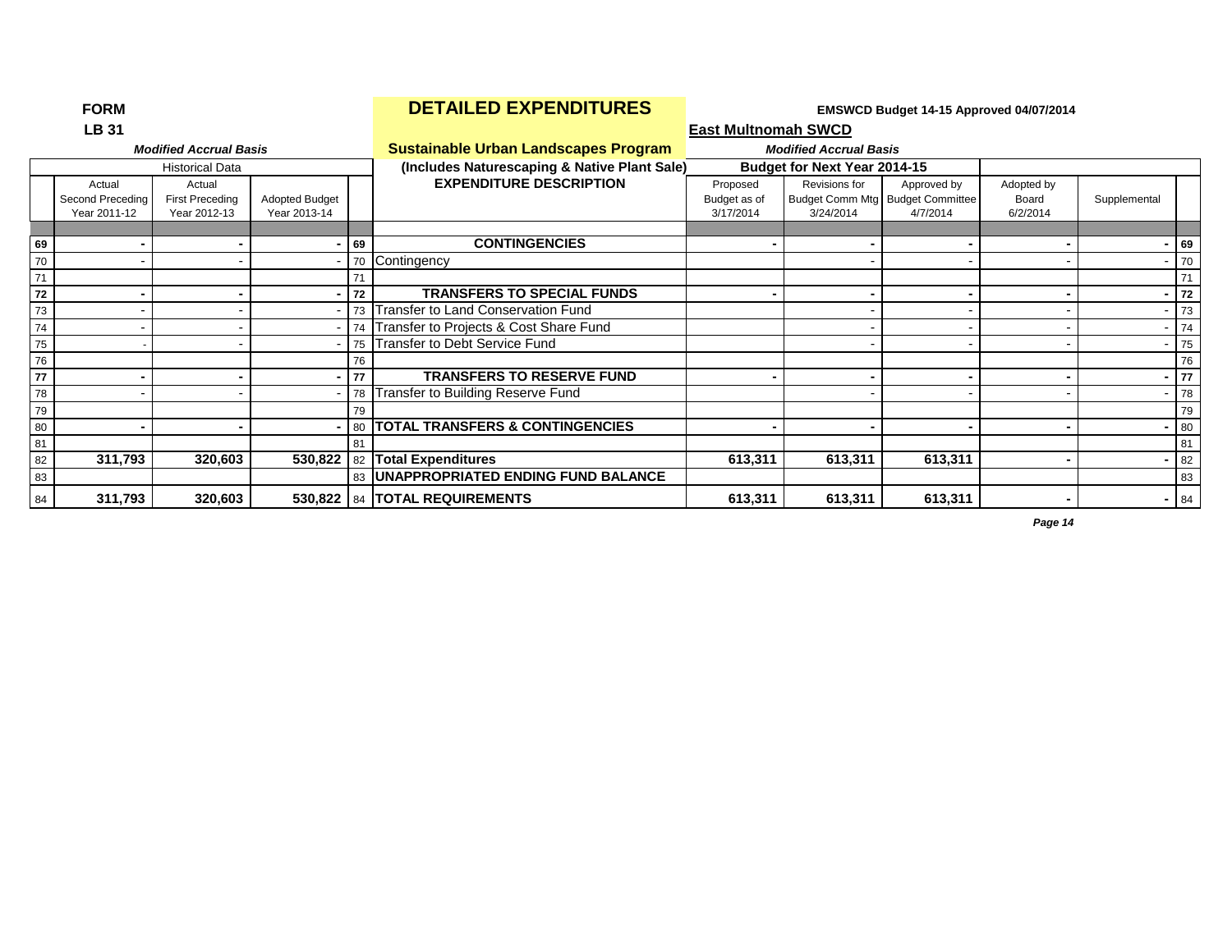**FORM**
**LB 31**

# DETAILED EXPENDITURES

**EMSWCD Budget 14-15 Approved 04/07/2014**

**East Multnomah SWCD**

## Sustainable Urban Landscapes Program

| | *Modified Accrual Basis* | | | | **(Includes Naturescaping & Native Plant Sale)** | *Modified Accrual Basis* | | | | | |
|---|---|---|---|---|---|---|---|---|---|---|---|
| | Historical Data | | | | | Budget for Next Year 2014-15 | | | | | |
| | Actual Second Preceding Year 2011-12 | Actual First Preceding Year 2012-13 | Adopted Budget Year 2013-14 | | **EXPENDITURE DESCRIPTION** | Proposed Budget as of 3/17/2014 | Revisions for Budget Comm Mtg 3/24/2014 | Approved by Budget Committee 4/7/2014 | Adopted by Board 6/2/2014 | Supplemental | |
| 69 | - | - | - | 69 | **CONTINGENCIES** | - | - | - | - | - | 69 |
| 70 | - | - | - | 70 | Contingency | | - | - | - | - | 70 |
| 71 | | | | 71 | | | | | | | 71 |
| 72 | - | - | - | 72 | **TRANSFERS TO SPECIAL FUNDS** | - | - | - | - | - | 72 |
| 73 | - | - | - | 73 | Transfer to Land Conservation Fund | | - | - | - | - | 73 |
| 74 | - | - | - | 74 | Transfer to Projects & Cost Share Fund | | - | - | - | - | 74 |
| 75 | - | - | - | 75 | Transfer to Debt Service Fund | | - | - | - | - | 75 |
| 76 | | | | 76 | | | | | | | 76 |
| 77 | - | - | - | 77 | **TRANSFERS TO RESERVE FUND** | - | - | - | - | - | 77 |
| 78 | - | - | - | 78 | Transfer to Building Reserve Fund | | - | - | - | - | 78 |
| 79 | | | | 79 | | | | | | | 79 |
| 80 | - | - | - | 80 | **TOTAL TRANSFERS & CONTINGENCIES** | - | - | - | - | - | 80 |
| 81 | | | | 81 | | | | | | | 81 |
| 82 | **311,793** | **320,603** | **530,822** | 82 | **Total Expenditures** | **613,311** | **613,311** | **613,311** | - | - | 82 |
| 83 | | | | 83 | **UNAPPROPRIATED ENDING FUND BALANCE** | | | | | | 83 |
| 84 | **311,793** | **320,603** | **530,822** | 84 | **TOTAL REQUIREMENTS** | **613,311** | **613,311** | **613,311** | - | - | 84 |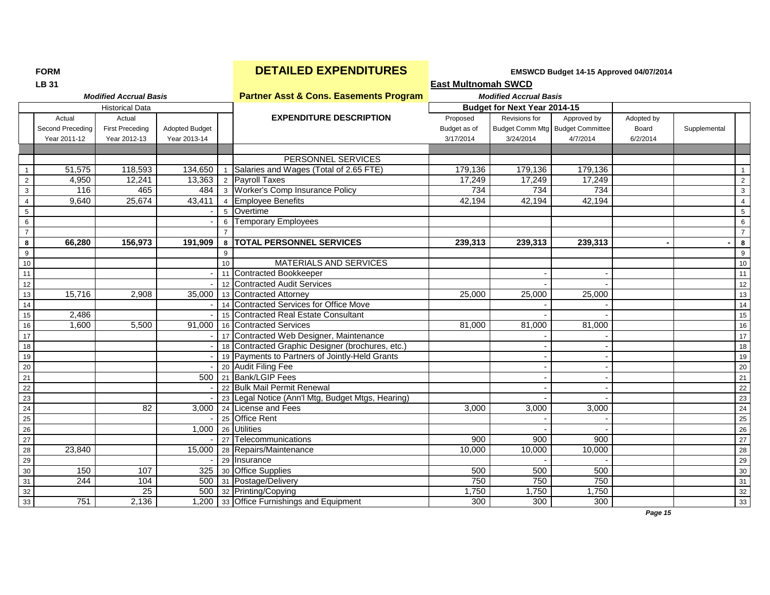**FORM**
**LB 31**

# DETAILED EXPENDITURES

**EMSWCD Budget 14-15 Approved 04/07/2014**

**East Multnomah SWCD**

***Modified Accrual Basis***

## Partner Asst & Cons. Easements Program

***Modified Accrual Basis***

| | Historical Data | | | | | Budget for Next Year 2014-15 | | | | | |
|---|---|---|---|---|---|---|---|---|---|---|---|
| | Actual Second Preceding Year 2011-12 | Actual First Preceding Year 2012-13 | Adopted Budget Year 2013-14 | | **EXPENDITURE DESCRIPTION** | Proposed Budget as of 3/17/2014 | Revisions for Budget Comm Mtg 3/24/2014 | Approved by Budget Committee 4/7/2014 | Adopted by Board 6/2/2014 | Supplemental | |
| | | | | | PERSONNEL SERVICES | | | | | | |
| 1 | 51,575 | 118,593 | 134,650 | 1 | Salaries and Wages (Total of 2.65 FTE) | 179,136 | 179,136 | 179,136 | | | 1 |
| 2 | 4,950 | 12,241 | 13,363 | 2 | Payroll Taxes | 17,249 | 17,249 | 17,249 | | | 2 |
| 3 | 116 | 465 | 484 | 3 | Worker's Comp Insurance Policy | 734 | 734 | 734 | | | 3 |
| 4 | 9,640 | 25,674 | 43,411 | 4 | Employee Benefits | 42,194 | 42,194 | 42,194 | | | 4 |
| 5 | | | - | 5 | Overtime | | | | | | 5 |
| 6 | | | - | 6 | Temporary Employees | | | | | | 6 |
| 7 | | | | 7 | | | | | | | 7 |
| **8** | **66,280** | **156,973** | **191,909** | **8** | **TOTAL PERSONNEL SERVICES** | **239,313** | **239,313** | **239,313** | **-** | **-** | **8** |
| 9 | | | | 9 | | | | | | | 9 |
| 10 | | | | 10 | MATERIALS AND SERVICES | | | | | | 10 |
| 11 | | | - | 11 | Contracted Bookkeeper | | - | - | | | 11 |
| 12 | | | - | 12 | Contracted Audit Services | | - | - | | | 12 |
| 13 | 15,716 | 2,908 | 35,000 | 13 | Contracted Attorney | 25,000 | 25,000 | 25,000 | | | 13 |
| 14 | | | - | 14 | Contracted Services for Office Move | | - | - | | | 14 |
| 15 | 2,486 | | - | 15 | Contracted Real Estate Consultant | | - | - | | | 15 |
| 16 | 1,600 | 5,500 | 91,000 | 16 | Contracted Services | 81,000 | 81,000 | 81,000 | | | 16 |
| 17 | | | - | 17 | Contracted Web Designer, Maintenance | | - | - | | | 17 |
| 18 | | | - | 18 | Contracted Graphic Designer (brochures, etc.) | | - | - | | | 18 |
| 19 | | | - | 19 | Payments to Partners of Jointly-Held Grants | | - | - | | | 19 |
| 20 | | | - | 20 | Audit Filing Fee | | - | - | | | 20 |
| 21 | | | 500 | 21 | Bank/LGIP Fees | | - | - | | | 21 |
| 22 | | | - | 22 | Bulk Mail Permit Renewal | | - | - | | | 22 |
| 23 | | | - | 23 | Legal Notice (Ann'l Mtg, Budget Mtgs, Hearing) | | - | - | | | 23 |
| 24 | | 82 | 3,000 | 24 | License and Fees | 3,000 | 3,000 | 3,000 | | | 24 |
| 25 | | | - | 25 | Office Rent | | - | - | | | 25 |
| 26 | | | 1,000 | 26 | Utilities | | - | - | | | 26 |
| 27 | | | - | 27 | Telecommunications | 900 | 900 | 900 | | | 27 |
| 28 | 23,840 | | 15,000 | 28 | Repairs/Maintenance | 10,000 | 10,000 | 10,000 | | | 28 |
| 29 | | | - | 29 | Insurance | | - | - | | | 29 |
| 30 | 150 | 107 | 325 | 30 | Office Supplies | 500 | 500 | 500 | | | 30 |
| 31 | 244 | 104 | 500 | 31 | Postage/Delivery | 750 | 750 | 750 | | | 31 |
| 32 | | 25 | 500 | 32 | Printing/Copying | 1,750 | 1,750 | 1,750 | | | 32 |
| 33 | 751 | 2,136 | 1,200 | 33 | Office Furnishings and Equipment | 300 | 300 | 300 | | | 33 |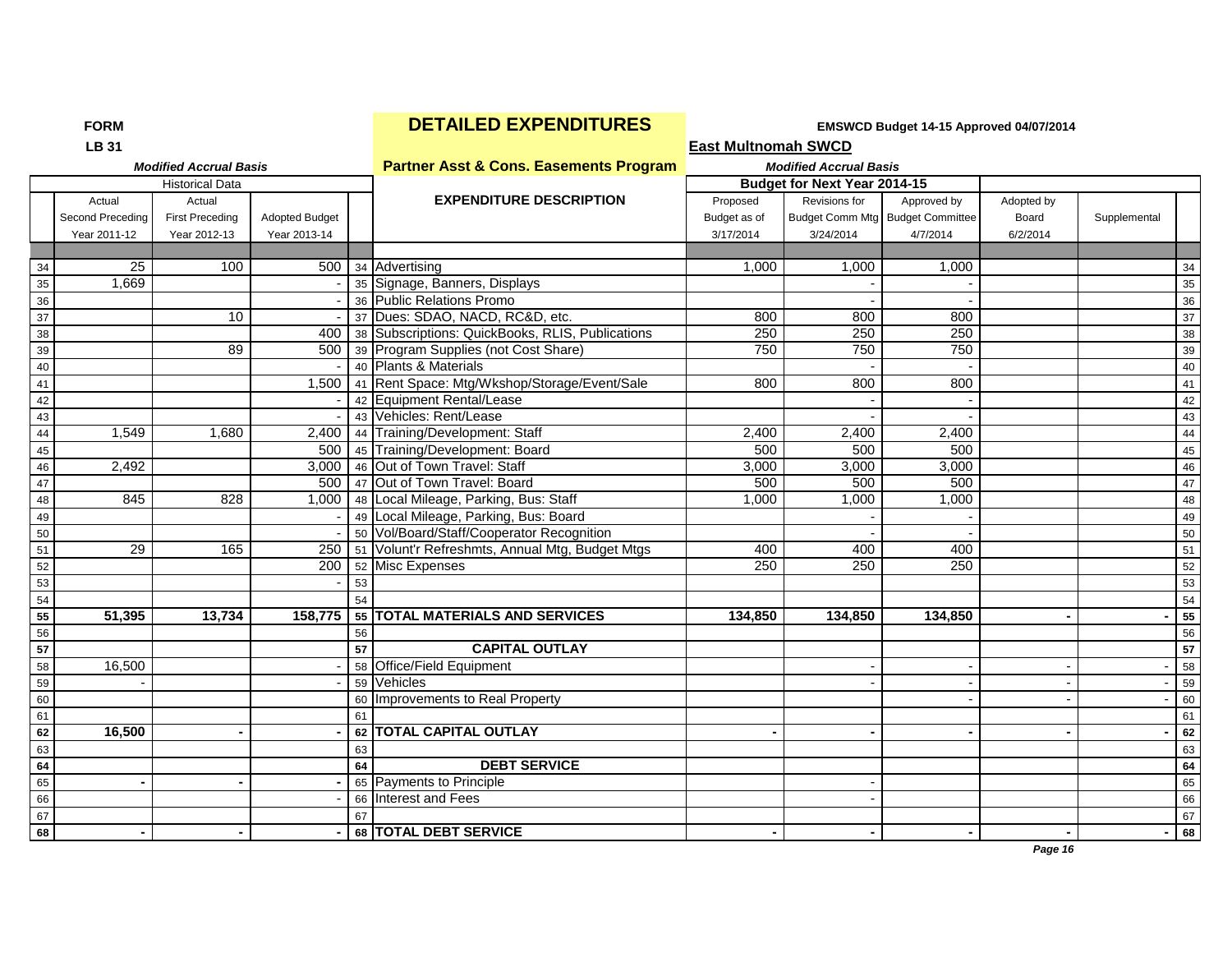**FORM**
**LB 31**

# DETAILED EXPENDITURES

**EMSWCD Budget 14-15 Approved 04/07/2014**

**East Multnomah SWCD**

## Partner Asst & Cons. Easements Program

*Modified Accrual Basis*

| | Historical Data | | | | EXPENDITURE DESCRIPTION | Budget for Next Year 2014-15 | | | | | |
|---|---|---|---|---|---|---|---|---|---|---|---|
| | Actual Second Preceding Year 2011-12 | Actual First Preceding Year 2012-13 | Adopted Budget Year 2013-14 | | | Proposed Budget as of 3/17/2014 | Revisions for Budget Comm Mtg 3/24/2014 | Approved by Budget Committee 4/7/2014 | Adopted by Board 6/2/2014 | Supplemental | |
| 34 | 25 | 100 | 500 | 34 | Advertising | 1,000 | 1,000 | 1,000 | | | 34 |
| 35 | 1,669 | | - | 35 | Signage, Banners, Displays | | - | - | | | 35 |
| 36 | | | - | 36 | Public Relations Promo | | - | - | | | 36 |
| 37 | | 10 | - | 37 | Dues: SDAO, NACD, RC&D, etc. | 800 | 800 | 800 | | | 37 |
| 38 | | | 400 | 38 | Subscriptions: QuickBooks, RLIS, Publications | 250 | 250 | 250 | | | 38 |
| 39 | | 89 | 500 | 39 | Program Supplies (not Cost Share) | 750 | 750 | 750 | | | 39 |
| 40 | | | - | 40 | Plants & Materials | | - | - | | | 40 |
| 41 | | | 1,500 | 41 | Rent Space: Mtg/Wkshop/Storage/Event/Sale | 800 | 800 | 800 | | | 41 |
| 42 | | | - | 42 | Equipment Rental/Lease | | - | - | | | 42 |
| 43 | | | - | 43 | Vehicles: Rent/Lease | | - | - | | | 43 |
| 44 | 1,549 | 1,680 | 2,400 | 44 | Training/Development: Staff | 2,400 | 2,400 | 2,400 | | | 44 |
| 45 | | | 500 | 45 | Training/Development: Board | 500 | 500 | 500 | | | 45 |
| 46 | 2,492 | | 3,000 | 46 | Out of Town Travel: Staff | 3,000 | 3,000 | 3,000 | | | 46 |
| 47 | | | 500 | 47 | Out of Town Travel: Board | 500 | 500 | 500 | | | 47 |
| 48 | 845 | 828 | 1,000 | 48 | Local Mileage, Parking, Bus: Staff | 1,000 | 1,000 | 1,000 | | | 48 |
| 49 | | | - | 49 | Local Mileage, Parking, Bus: Board | | - | - | | | 49 |
| 50 | | | - | 50 | Vol/Board/Staff/Cooperator Recognition | | - | - | | | 50 |
| 51 | 29 | 165 | 250 | 51 | Volunt'r Refreshmts, Annual Mtg, Budget Mtgs | 400 | 400 | 400 | | | 51 |
| 52 | | | 200 | 52 | Misc Expenses | 250 | 250 | 250 | | | 52 |
| 53 | | | - | 53 | | | | | | | 53 |
| 54 | | | | 54 | | | | | | | 54 |
| **55** | **51,395** | **13,734** | **158,775** | **55** | **TOTAL MATERIALS AND SERVICES** | **134,850** | **134,850** | **134,850** | **-** | **-** | **55** |
| 56 | | | | 56 | | | | | | | 56 |
| **57** | | | | **57** | **CAPITAL OUTLAY** | | | | | | **57** |
| 58 | 16,500 | | - | 58 | Office/Field Equipment | | - | - | - | - | 58 |
| 59 | - | | - | 59 | Vehicles | | - | - | - | - | 59 |
| 60 | | | | 60 | Improvements to Real Property | | | - | - | - | 60 |
| 61 | | | | 61 | | | | | | | 61 |
| **62** | **16,500** | **-** | **-** | **62** | **TOTAL CAPITAL OUTLAY** | **-** | **-** | **-** | **-** | **-** | **62** |
| 63 | | | | 63 | | | | | | | 63 |
| **64** | | | | **64** | **DEBT SERVICE** | | | | | | **64** |
| 65 | - | - | - | 65 | Payments to Principle | | - | | | | 65 |
| 66 | | | - | 66 | Interest and Fees | | - | | | | 66 |
| 67 | | | | 67 | | | | | | | 67 |
| **68** | **-** | **-** | **-** | **68** | **TOTAL DEBT SERVICE** | **-** | **-** | **-** | **-** | **-** | **68** |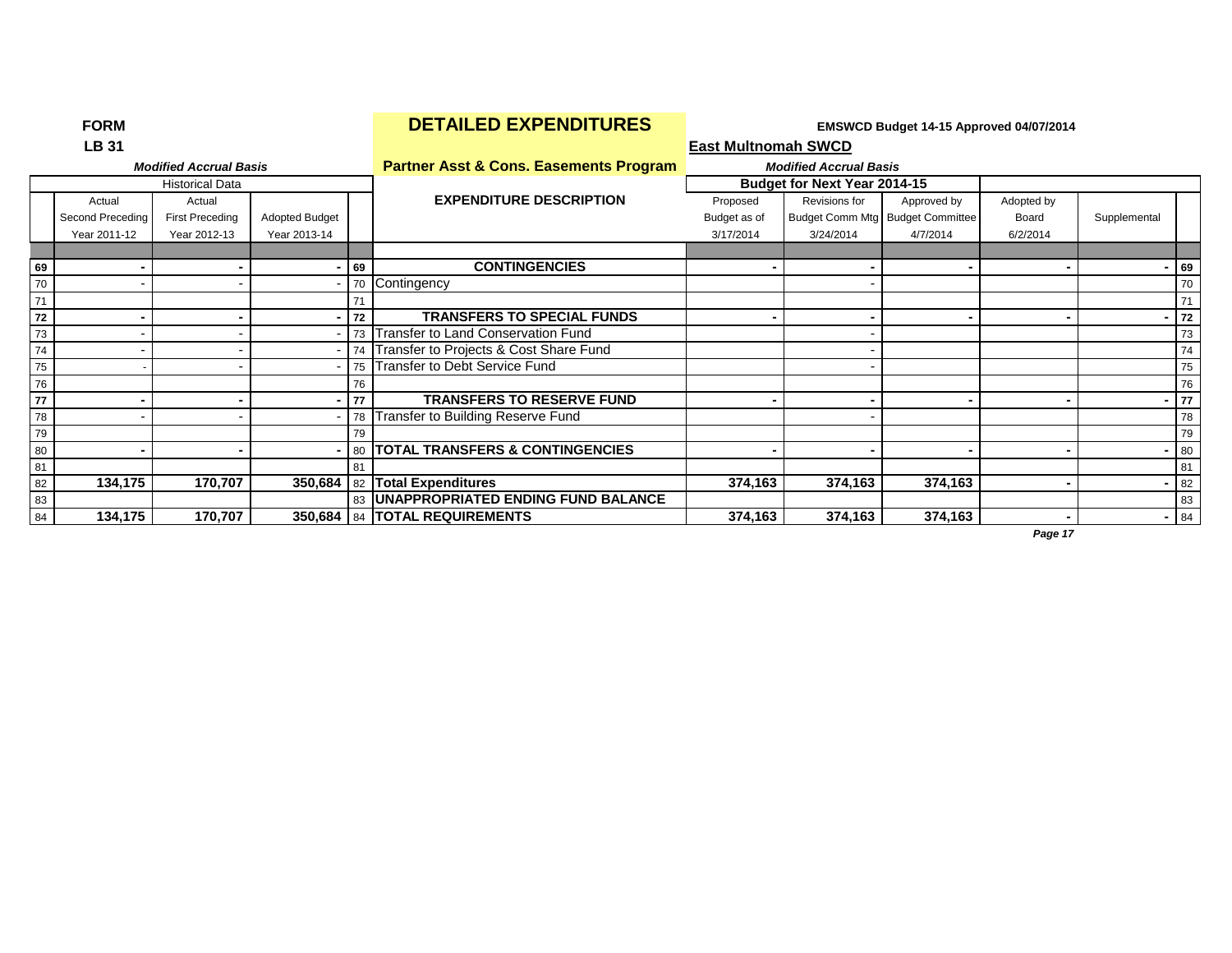**FORM**
**LB 31**

# DETAILED EXPENDITURES

**EMSWCD Budget 14-15 Approved 04/07/2014**

**East Multnomah SWCD**

*Modified Accrual Basis*

**Partner Asst & Cons. Easements Program**

*Modified Accrual Basis*

| | Historical Data | | | | | Budget for Next Year 2014-15 | | | | | |
|---|---|---|---|---|---|---|---|---|---|---|---|
| | Actual Second Preceding Year 2011-12 | Actual First Preceding Year 2012-13 | Adopted Budget Year 2013-14 | | **EXPENDITURE DESCRIPTION** | Proposed Budget as of 3/17/2014 | Revisions for Budget Comm Mtg 3/24/2014 | Approved by Budget Committee 4/7/2014 | Adopted by Board 6/2/2014 | Supplemental | |
| **69** | **-** | **-** | **-** | **69** | **CONTINGENCIES** | **-** | **-** | **-** | **-** | **-** | **69** |
| 70 | - | - | - | 70 | Contingency | | - | | | | 70 |
| 71 | | | | 71 | | | | | | | 71 |
| **72** | **-** | **-** | **-** | **72** | **TRANSFERS TO SPECIAL FUNDS** | **-** | **-** | **-** | **-** | **-** | **72** |
| 73 | - | - | - | 73 | Transfer to Land Conservation Fund | | - | | | | 73 |
| 74 | - | - | - | 74 | Transfer to Projects & Cost Share Fund | | - | | | | 74 |
| 75 | - | - | - | 75 | Transfer to Debt Service Fund | | - | | | | 75 |
| 76 | | | | 76 | | | | | | | 76 |
| **77** | **-** | **-** | **-** | **77** | **TRANSFERS TO RESERVE FUND** | **-** | **-** | **-** | **-** | **-** | **77** |
| 78 | - | - | - | 78 | Transfer to Building Reserve Fund | | - | | | | 78 |
| 79 | | | | 79 | | | | | | | 79 |
| 80 | **-** | **-** | **-** | 80 | **TOTAL TRANSFERS & CONTINGENCIES** | **-** | **-** | **-** | **-** | **-** | 80 |
| 81 | | | | 81 | | | | | | | 81 |
| 82 | **134,175** | **170,707** | **350,684** | 82 | **Total Expenditures** | **374,163** | **374,163** | **374,163** | **-** | **-** | 82 |
| 83 | | | | 83 | **UNAPPROPRIATED ENDING FUND BALANCE** | | | | | | 83 |
| 84 | **134,175** | **170,707** | **350,684** | 84 | **TOTAL REQUIREMENTS** | **374,163** | **374,163** | **374,163** | **-** | **-** | 84 |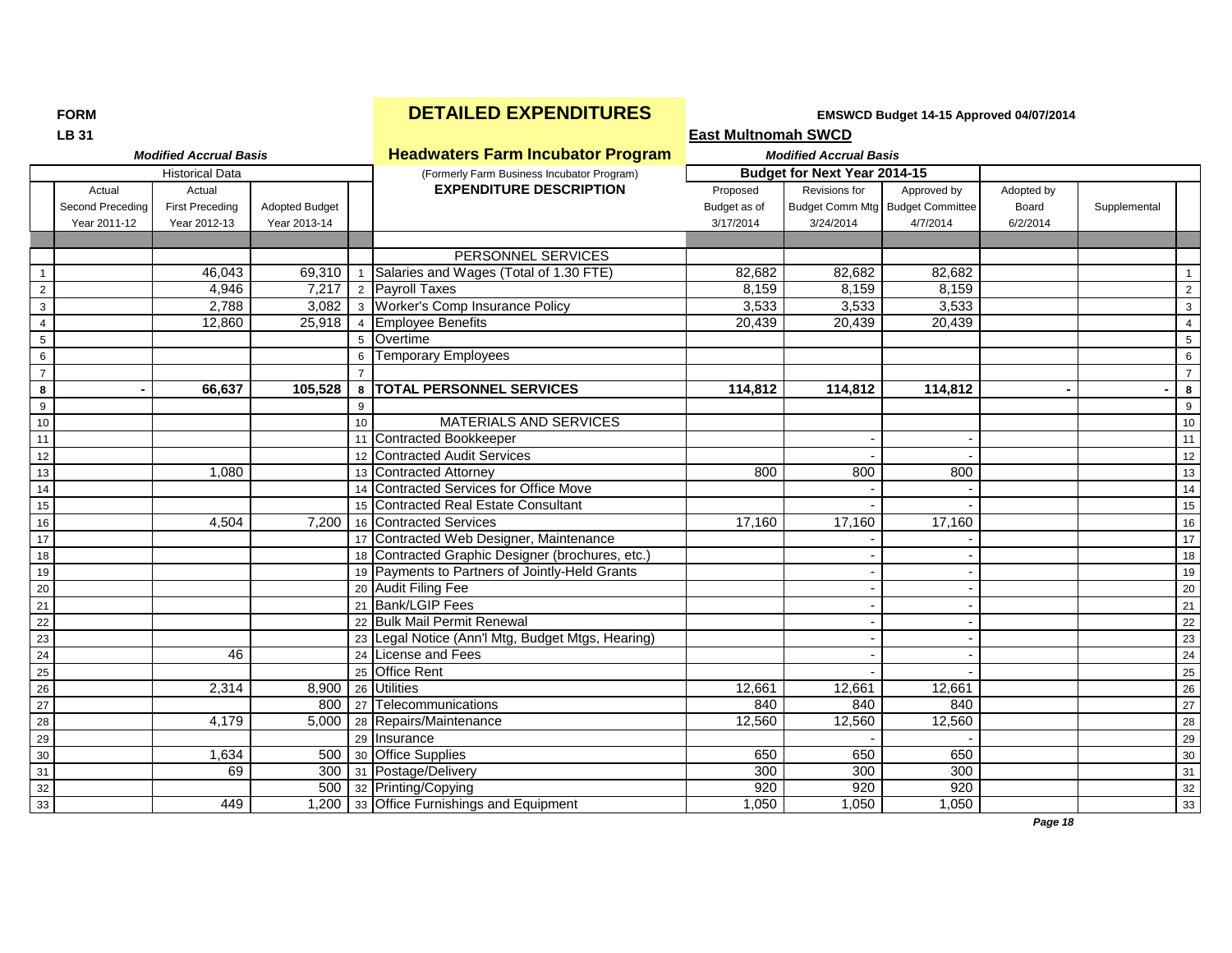**FORM**
**LB 31**

# DETAILED EXPENDITURES

**EMSWCD Budget 14-15 Approved 04/07/2014**

**East Multnomah SWCD**

*Modified Accrual Basis*

## Headwaters Farm Incubator Program

(Formerly Farm Business Incubator Program)

*Modified Accrual Basis*

| | Historical Data | | | | | Budget for Next Year 2014-15 | | | | | |
|---|---|---|---|---|---|---|---|---|---|---|---|
| | Actual Second Preceding Year 2011-12 | Actual First Preceding Year 2012-13 | Adopted Budget Year 2013-14 | | **EXPENDITURE DESCRIPTION** | Proposed Budget as of 3/17/2014 | Revisions for Budget Comm Mtg 3/24/2014 | Approved by Budget Committee 4/7/2014 | Adopted by Board 6/2/2014 | Supplemental | |
| | | | | | PERSONNEL SERVICES | | | | | | |
| 1 | | 46,043 | 69,310 | 1 | Salaries and Wages (Total of 1.30 FTE) | 82,682 | 82,682 | 82,682 | | | 1 |
| 2 | | 4,946 | 7,217 | 2 | Payroll Taxes | 8,159 | 8,159 | 8,159 | | | 2 |
| 3 | | 2,788 | 3,082 | 3 | Worker's Comp Insurance Policy | 3,533 | 3,533 | 3,533 | | | 3 |
| 4 | | 12,860 | 25,918 | 4 | Employee Benefits | 20,439 | 20,439 | 20,439 | | | 4 |
| 5 | | | | 5 | Overtime | | | | | | 5 |
| 6 | | | | 6 | Temporary Employees | | | | | | 6 |
| 7 | | | | 7 | | | | | | | 7 |
| **8** | **-** | **66,637** | **105,528** | **8** | **TOTAL PERSONNEL SERVICES** | **114,812** | **114,812** | **114,812** | **-** | **-** | **8** |
| 9 | | | | 9 | | | | | | | 9 |
| 10 | | | | 10 | MATERIALS AND SERVICES | | | | | | 10 |
| 11 | | | | 11 | Contracted Bookkeeper | | - | - | | | 11 |
| 12 | | | | 12 | Contracted Audit Services | | - | - | | | 12 |
| 13 | | 1,080 | | 13 | Contracted Attorney | 800 | 800 | 800 | | | 13 |
| 14 | | | | 14 | Contracted Services for Office Move | | - | - | | | 14 |
| 15 | | | | 15 | Contracted Real Estate Consultant | | - | - | | | 15 |
| 16 | | 4,504 | 7,200 | 16 | Contracted Services | 17,160 | 17,160 | 17,160 | | | 16 |
| 17 | | | | 17 | Contracted Web Designer, Maintenance | | - | - | | | 17 |
| 18 | | | | 18 | Contracted Graphic Designer (brochures, etc.) | | - | - | | | 18 |
| 19 | | | | 19 | Payments to Partners of Jointly-Held Grants | | - | - | | | 19 |
| 20 | | | | 20 | Audit Filing Fee | | - | - | | | 20 |
| 21 | | | | 21 | Bank/LGIP Fees | | - | - | | | 21 |
| 22 | | | | 22 | Bulk Mail Permit Renewal | | - | - | | | 22 |
| 23 | | | | 23 | Legal Notice (Ann'l Mtg, Budget Mtgs, Hearing) | | - | - | | | 23 |
| 24 | | 46 | | 24 | License and Fees | | - | - | | | 24 |
| 25 | | | | 25 | Office Rent | | - | - | | | 25 |
| 26 | | 2,314 | 8,900 | 26 | Utilities | 12,661 | 12,661 | 12,661 | | | 26 |
| 27 | | | 800 | 27 | Telecommunications | 840 | 840 | 840 | | | 27 |
| 28 | | 4,179 | 5,000 | 28 | Repairs/Maintenance | 12,560 | 12,560 | 12,560 | | | 28 |
| 29 | | | | 29 | Insurance | | - | - | | | 29 |
| 30 | | 1,634 | 500 | 30 | Office Supplies | 650 | 650 | 650 | | | 30 |
| 31 | | 69 | 300 | 31 | Postage/Delivery | 300 | 300 | 300 | | | 31 |
| 32 | | | 500 | 32 | Printing/Copying | 920 | 920 | 920 | | | 32 |
| 33 | | 449 | 1,200 | 33 | Office Furnishings and Equipment | 1,050 | 1,050 | 1,050 | | | 33 |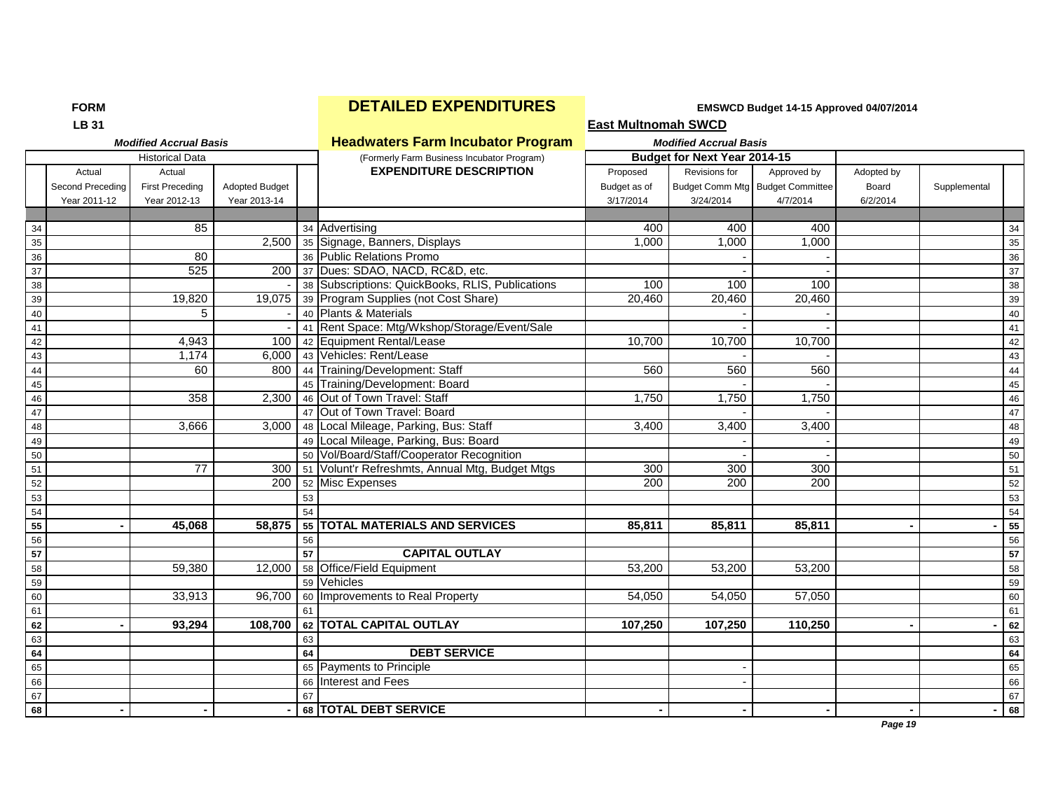**FORM**
**LB 31**

*Modified Accrual Basis*

# DETAILED EXPENDITURES

**EMSWCD Budget 14-15 Approved 04/07/2014**

**East Multnomah SWCD**

## Headwaters Farm Incubator Program

(Formerly Farm Business Incubator Program)

*Modified Accrual Basis*

| | Historical Data | | | | | Budget for Next Year 2014-15 | | | | | |
|---|---|---|---|---|---|---|---|---|---|---|---|
| | Actual Second Preceding Year 2011-12 | Actual First Preceding Year 2012-13 | Adopted Budget Year 2013-14 | | EXPENDITURE DESCRIPTION | Proposed Budget as of 3/17/2014 | Revisions for Budget Comm Mtg 3/24/2014 | Approved by Budget Committee 4/7/2014 | Adopted by Board 6/2/2014 | Supplemental | |
| 34 | | 85 | | 34 | Advertising | 400 | 400 | 400 | | | 34 |
| 35 | | | 2,500 | 35 | Signage, Banners, Displays | 1,000 | 1,000 | 1,000 | | | 35 |
| 36 | | 80 | | 36 | Public Relations Promo | | - | - | | | 36 |
| 37 | | 525 | 200 | 37 | Dues: SDAO, NACD, RC&D, etc. | | - | - | | | 37 |
| 38 | | | - | 38 | Subscriptions: QuickBooks, RLIS, Publications | 100 | 100 | 100 | | | 38 |
| 39 | | 19,820 | 19,075 | 39 | Program Supplies (not Cost Share) | 20,460 | 20,460 | 20,460 | | | 39 |
| 40 | | 5 | - | 40 | Plants & Materials | | - | - | | | 40 |
| 41 | | | - | 41 | Rent Space: Mtg/Wkshop/Storage/Event/Sale | | - | - | | | 41 |
| 42 | | 4,943 | 100 | 42 | Equipment Rental/Lease | 10,700 | 10,700 | 10,700 | | | 42 |
| 43 | | 1,174 | 6,000 | 43 | Vehicles: Rent/Lease | | - | - | | | 43 |
| 44 | | 60 | 800 | 44 | Training/Development: Staff | 560 | 560 | 560 | | | 44 |
| 45 | | | | 45 | Training/Development: Board | | - | - | | | 45 |
| 46 | | 358 | 2,300 | 46 | Out of Town Travel: Staff | 1,750 | 1,750 | 1,750 | | | 46 |
| 47 | | | | 47 | Out of Town Travel: Board | | - | - | | | 47 |
| 48 | | 3,666 | 3,000 | 48 | Local Mileage, Parking, Bus: Staff | 3,400 | 3,400 | 3,400 | | | 48 |
| 49 | | | | 49 | Local Mileage, Parking, Bus: Board | | - | - | | | 49 |
| 50 | | | | 50 | Vol/Board/Staff/Cooperator Recognition | | - | - | | | 50 |
| 51 | | 77 | 300 | 51 | Volunt'r Refreshmts, Annual Mtg, Budget Mtgs | 300 | 300 | 300 | | | 51 |
| 52 | | | 200 | 52 | Misc Expenses | 200 | 200 | 200 | | | 52 |
| 53 | | | | 53 | | | | | | | 53 |
| 54 | | | | 54 | | | | | | | 54 |
| **55** | **-** | **45,068** | **58,875** | **55** | **TOTAL MATERIALS AND SERVICES** | **85,811** | **85,811** | **85,811** | **-** | **-** | **55** |
| 56 | | | | 56 | | | | | | | 56 |
| **57** | | | | **57** | **CAPITAL OUTLAY** | | | | | | **57** |
| 58 | | 59,380 | 12,000 | 58 | Office/Field Equipment | 53,200 | 53,200 | 53,200 | | | 58 |
| 59 | | | | 59 | Vehicles | | | | | | 59 |
| 60 | | 33,913 | 96,700 | 60 | Improvements to Real Property | 54,050 | 54,050 | 57,050 | | | 60 |
| 61 | | | | 61 | | | | | | | 61 |
| **62** | **-** | **93,294** | **108,700** | **62** | **TOTAL CAPITAL OUTLAY** | **107,250** | **107,250** | **110,250** | **-** | **-** | **62** |
| 63 | | | | 63 | | | | | | | 63 |
| **64** | | | | **64** | **DEBT SERVICE** | | | | | | **64** |
| 65 | | | | 65 | Payments to Principle | | - | | | | 65 |
| 66 | | | | 66 | Interest and Fees | | - | | | | 66 |
| 67 | | | | 67 | | | | | | | 67 |
| **68** | **-** | **-** | **-** | **68** | **TOTAL DEBT SERVICE** | **-** | **-** | **-** | **-** | **-** | **68** |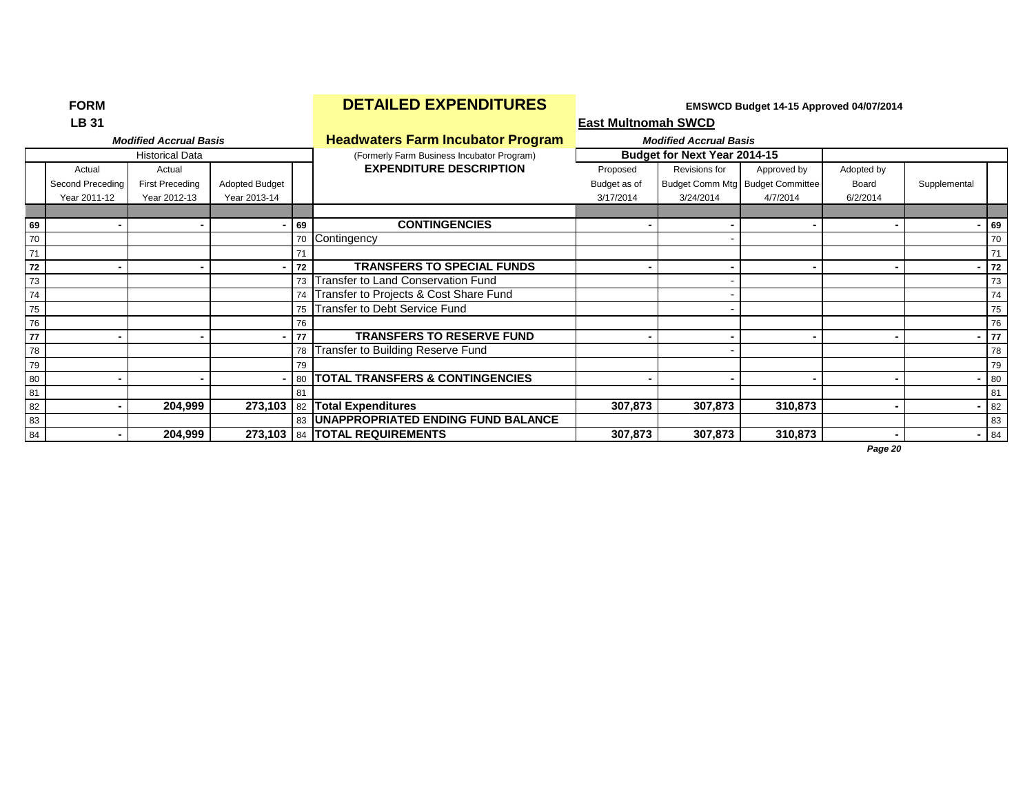**FORM**
**LB 31**

# DETAILED EXPENDITURES

**EMSWCD Budget 14-15 Approved 04/07/2014**

**East Multnomah SWCD**

## Headwaters Farm Incubator Program

(Formerly Farm Business Incubator Program)

| | Historical Data | | | | | Budget for Next Year 2014-15 | | | | | |
|---|---|---|---|---|---|---|---|---|---|---|---|
| | *Modified Accrual Basis* | | | | | *Modified Accrual Basis* | | | | | |
| | Actual Second Preceding Year 2011-12 | Actual First Preceding Year 2012-13 | Adopted Budget Year 2013-14 | | EXPENDITURE DESCRIPTION | Proposed Budget as of 3/17/2014 | Revisions for Budget Comm Mtg 3/24/2014 | Approved by Budget Committee 4/7/2014 | Adopted by Board 6/2/2014 | Supplemental | |
| **69** | **-** | **-** | **-** | **69** | **CONTINGENCIES** | **-** | **-** | **-** | **-** | **-** | **69** |
| 70 | | | | 70 | Contingency | | - | | | | 70 |
| 71 | | | | 71 | | | | | | | 71 |
| **72** | **-** | **-** | **-** | **72** | **TRANSFERS TO SPECIAL FUNDS** | **-** | **-** | **-** | **-** | **-** | **72** |
| 73 | | | | 73 | Transfer to Land Conservation Fund | | - | | | | 73 |
| 74 | | | | 74 | Transfer to Projects & Cost Share Fund | | - | | | | 74 |
| 75 | | | | 75 | Transfer to Debt Service Fund | | - | | | | 75 |
| 76 | | | | 76 | | | | | | | 76 |
| **77** | **-** | **-** | **-** | **77** | **TRANSFERS TO RESERVE FUND** | **-** | **-** | **-** | **-** | **-** | **77** |
| 78 | | | | 78 | Transfer to Building Reserve Fund | | - | | | | 78 |
| 79 | | | | 79 | | | | | | | 79 |
| 80 | **-** | **-** | **-** | 80 | **TOTAL TRANSFERS & CONTINGENCIES** | **-** | **-** | **-** | **-** | **-** | 80 |
| 81 | | | | 81 | | | | | | | 81 |
| 82 | **-** | **204,999** | **273,103** | 82 | **Total Expenditures** | **307,873** | **307,873** | **310,873** | **-** | **-** | 82 |
| 83 | | | | 83 | **UNAPPROPRIATED ENDING FUND BALANCE** | | | | | | 83 |
| 84 | **-** | **204,999** | **273,103** | 84 | **TOTAL REQUIREMENTS** | **307,873** | **307,873** | **310,873** | **-** | **-** | 84 |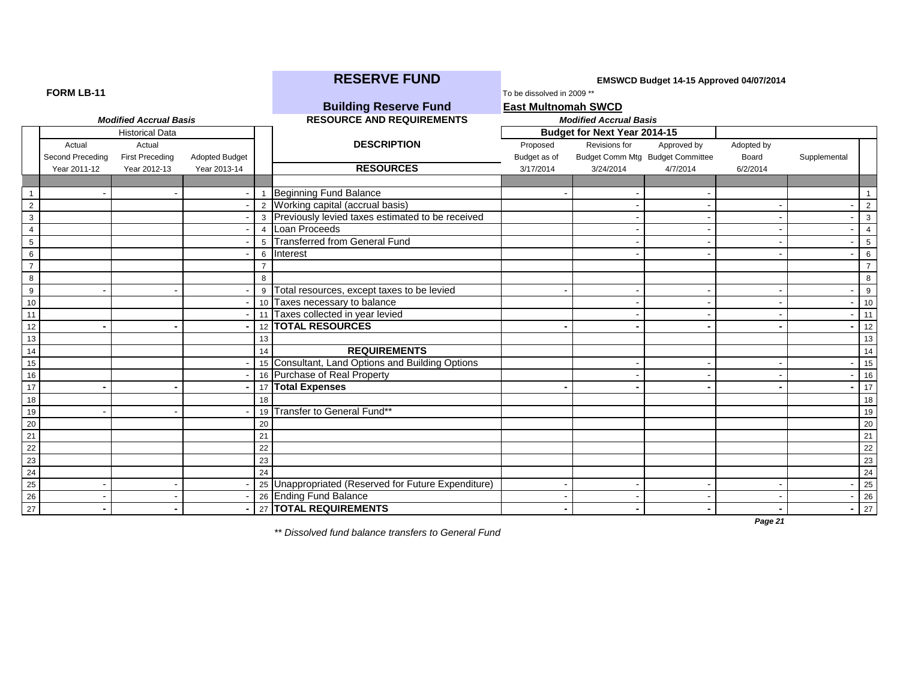# RESERVE FUND

**FORM LB-11**

**EMSWCD Budget 14-15 Approved 04/07/2014**

To be dissolved in 2009 **

## Building Reserve Fund

**East Multnomah SWCD**

***Modified Accrual Basis***

**RESOURCE AND REQUIREMENTS**

***Modified Accrual Basis***

| | Historical Data | | | | | Budget for Next Year 2014-15 | | | | | |
|---|---|---|---|---|---|---|---|---|---|---|---|
| | Actual Second Preceding Year 2011-12 | Actual First Preceding Year 2012-13 | Adopted Budget Year 2013-14 | | **DESCRIPTION** | Proposed Budget as of 3/17/2014 | Revisions for Budget Comm Mtg 3/24/2014 | Approved by Budget Committee 4/7/2014 | Adopted by Board 6/2/2014 | Supplemental | |
| | | | | | **RESOURCES** | | | | | | |
| 1 | - | - | - | 1 | Beginning Fund Balance | - | - | - | | | 1 |
| 2 | | | - | 2 | Working capital (accrual basis) | | - | - | - | - | 2 |
| 3 | | | - | 3 | Previously levied taxes estimated to be received | | - | - | - | - | 3 |
| 4 | | | - | 4 | Loan Proceeds | | - | - | - | - | 4 |
| 5 | | | - | 5 | Transferred from General Fund | | - | - | - | - | 5 |
| 6 | | | - | 6 | Interest | | - | - | - | - | 6 |
| 7 | | | | 7 | | | | | | | 7 |
| 8 | | | | 8 | | | | | | | 8 |
| 9 | - | - | - | 9 | Total resources, except taxes to be levied | - | - | - | - | - | 9 |
| 10 | | | - | 10 | Taxes necessary to balance | | - | - | - | - | 10 |
| 11 | | | - | 11 | Taxes collected in year levied | | - | - | - | - | 11 |
| 12 | **-** | **-** | **-** | 12 | **TOTAL RESOURCES** | **-** | **-** | **-** | **-** | **-** | 12 |
| 13 | | | | 13 | | | | | | | 13 |
| 14 | | | | 14 | **REQUIREMENTS** | | | | | | 14 |
| 15 | | | - | 15 | Consultant, Land Options and Building Options | | - | - | - | - | 15 |
| 16 | | | - | 16 | Purchase of Real Property | | - | - | - | - | 16 |
| 17 | **-** | **-** | **-** | 17 | **Total Expenses** | **-** | **-** | **-** | **-** | **-** | 17 |
| 18 | | | | 18 | | | | | | | 18 |
| 19 | - | - | - | 19 | Transfer to General Fund** | | | | | | 19 |
| 20 | | | | 20 | | | | | | | 20 |
| 21 | | | | 21 | | | | | | | 21 |
| 22 | | | | 22 | | | | | | | 22 |
| 23 | | | | 23 | | | | | | | 23 |
| 24 | | | | 24 | | | | | | | 24 |
| 25 | - | - | - | 25 | Unappropriated (Reserved for Future Expenditure) | - | - | - | - | - | 25 |
| 26 | - | - | - | 26 | Ending Fund Balance | - | - | - | - | - | 26 |
| 27 | **-** | **-** | **-** | 27 | **TOTAL REQUIREMENTS** | **-** | **-** | **-** | **-** | **-** | 27 |

*** Dissolved fund balance transfers to General Fund*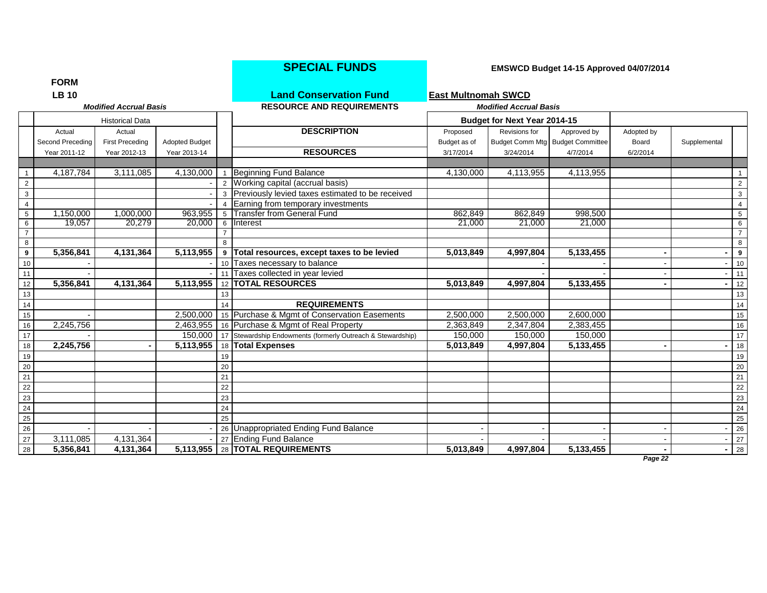# SPECIAL FUNDS

**EMSWCD Budget 14-15 Approved 04/07/2014**

**FORM**
**LB 10**

## Land Conservation Fund

**RESOURCE AND REQUIREMENTS**

**East Multnomah SWCD**

*Modified Accrual Basis*

| | Historical Data | | | | | Budget for Next Year 2014-15 | | | | | |
|---|---|---|---|---|---|---|---|---|---|---|---|
| | Actual Second Preceding Year 2011-12 | Actual First Preceding Year 2012-13 | Adopted Budget Year 2013-14 | | **DESCRIPTION** / **RESOURCES** | Proposed Budget as of 3/17/2014 | Revisions for Budget Comm Mtg 3/24/2014 | Approved by Budget Committee 4/7/2014 | Adopted by Board 6/2/2014 | Supplemental | |
| 1 | 4,187,784 | 3,111,085 | 4,130,000 | 1 | Beginning Fund Balance | 4,130,000 | 4,113,955 | 4,113,955 | | | 1 |
| 2 | | | - | 2 | Working capital (accrual basis) | | | | | | 2 |
| 3 | | | - | 3 | Previously levied taxes estimated to be received | | | | | | 3 |
| 4 | | | - | 4 | Earning from temporary investments | | | | | | 4 |
| 5 | 1,150,000 | 1,000,000 | 963,955 | 5 | Transfer from General Fund | 862,849 | 862,849 | 998,500 | | | 5 |
| 6 | 19,057 | 20,279 | 20,000 | 6 | Interest | 21,000 | 21,000 | 21,000 | | | 6 |
| 7 | | | | 7 | | | | | | | 7 |
| 8 | | | | 8 | | | | | | | 8 |
| **9** | **5,356,841** | **4,131,364** | **5,113,955** | **9** | **Total resources, except taxes to be levied** | **5,013,849** | **4,997,804** | **5,133,455** | **-** | **-** | **9** |
| 10 | - | | - | 10 | Taxes necessary to balance | | - | - | - | - | 10 |
| 11 | - | | - | 11 | Taxes collected in year levied | | - | - | - | - | 11 |
| 12 | **5,356,841** | **4,131,364** | **5,113,955** | 12 | **TOTAL RESOURCES** | **5,013,849** | **4,997,804** | **5,133,455** | **-** | **-** | 12 |
| 13 | | | | 13 | | | | | | | 13 |
| 14 | | | | 14 | **REQUIREMENTS** | | | | | | 14 |
| 15 | - | | 2,500,000 | 15 | Purchase & Mgmt of Conservation Easements | 2,500,000 | 2,500,000 | 2,600,000 | | | 15 |
| 16 | 2,245,756 | | 2,463,955 | 16 | Purchase & Mgmt of Real Property | 2,363,849 | 2,347,804 | 2,383,455 | | | 16 |
| 17 | - | | 150,000 | 17 | Stewardship Endowments (formerly Outreach & Stewardship) | 150,000 | 150,000 | 150,000 | | | 17 |
| 18 | **2,245,756** | **-** | **5,113,955** | 18 | **Total Expenses** | **5,013,849** | **4,997,804** | **5,133,455** | **-** | **-** | 18 |
| 19 | | | | 19 | | | | | | | 19 |
| 20 | | | | 20 | | | | | | | 20 |
| 21 | | | | 21 | | | | | | | 21 |
| 22 | | | | 22 | | | | | | | 22 |
| 23 | | | | 23 | | | | | | | 23 |
| 24 | | | | 24 | | | | | | | 24 |
| 25 | | | | 25 | | | | | | | 25 |
| 26 | - | - | - | 26 | Unappropriated Ending Fund Balance | - | - | - | - | - | 26 |
| 27 | 3,111,085 | 4,131,364 | - | 27 | Ending Fund Balance | - | - | - | - | - | 27 |
| 28 | **5,356,841** | **4,131,364** | **5,113,955** | 28 | **TOTAL REQUIREMENTS** | **5,013,849** | **4,997,804** | **5,133,455** | **-** | **-** | 28 |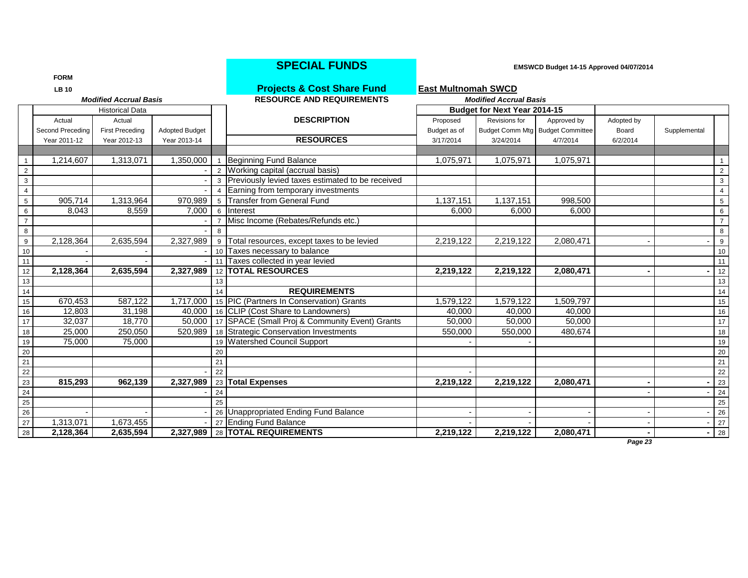# SPECIAL FUNDS

EMSWCD Budget 14-15 Approved 04/07/2014

**FORM**

**LB 10**

## Projects & Cost Share Fund

**East Multnomah SWCD**

**RESOURCE AND REQUIREMENTS**

*Modified Accrual Basis*

| | Historical Data | | | | DESCRIPTION | Budget for Next Year 2014-15 | | | | | |
|---|---|---|---|---|---|---|---|---|---|---|---|
| | Actual Second Preceding Year 2011-12 | Actual First Preceding Year 2012-13 | Adopted Budget Year 2013-14 | | RESOURCES | Proposed Budget as of 3/17/2014 | Revisions for Budget Comm Mtg 3/24/2014 | Approved by Budget Committee 4/7/2014 | Adopted by Board 6/2/2014 | Supplemental | |
| 1 | 1,214,607 | 1,313,071 | 1,350,000 | 1 | Beginning Fund Balance | 1,075,971 | 1,075,971 | 1,075,971 | | | 1 |
| 2 | | | - | 2 | Working capital (accrual basis) | | | | | | 2 |
| 3 | | | - | 3 | Previously levied taxes estimated to be received | | | | | | 3 |
| 4 | | | - | 4 | Earning from temporary investments | | | | | | 4 |
| 5 | 905,714 | 1,313,964 | 970,989 | 5 | Transfer from General Fund | 1,137,151 | 1,137,151 | 998,500 | | | 5 |
| 6 | 8,043 | 8,559 | 7,000 | 6 | Interest | 6,000 | 6,000 | 6,000 | | | 6 |
| 7 | | | - | 7 | Misc Income (Rebates/Refunds etc.) | | | | | | 7 |
| 8 | | | - | 8 | | | | | | | 8 |
| 9 | 2,128,364 | 2,635,594 | 2,327,989 | 9 | Total resources, except taxes to be levied | 2,219,122 | 2,219,122 | 2,080,471 | - | - | 9 |
| 10 | - | - | - | 10 | Taxes necessary to balance | | | | | | 10 |
| 11 | - | - | - | 11 | Taxes collected in year levied | | | | | | 11 |
| 12 | **2,128,364** | **2,635,594** | **2,327,989** | 12 | **TOTAL RESOURCES** | **2,219,122** | **2,219,122** | **2,080,471** | **-** | **-** | 12 |
| 13 | | | | 13 | | | | | | | 13 |
| 14 | | | | 14 | **REQUIREMENTS** | | | | | | 14 |
| 15 | 670,453 | 587,122 | 1,717,000 | 15 | PIC (Partners In Conservation) Grants | 1,579,122 | 1,579,122 | 1,509,797 | | | 15 |
| 16 | 12,803 | 31,198 | 40,000 | 16 | CLIP (Cost Share to Landowners) | 40,000 | 40,000 | 40,000 | | | 16 |
| 17 | 32,037 | 18,770 | 50,000 | 17 | SPACE (Small Proj & Community Event) Grants | 50,000 | 50,000 | 50,000 | | | 17 |
| 18 | 25,000 | 250,050 | 520,989 | 18 | Strategic Conservation Investments | 550,000 | 550,000 | 480,674 | | | 18 |
| 19 | 75,000 | 75,000 | | 19 | Watershed Council Support | - | - | | | | 19 |
| 20 | | | | 20 | | | | | | | 20 |
| 21 | | | | 21 | | | | | | | 21 |
| 22 | | | - | 22 | | - | | | | | 22 |
| 23 | **815,293** | **962,139** | **2,327,989** | 23 | **Total Expenses** | **2,219,122** | **2,219,122** | **2,080,471** | **-** | **-** | 23 |
| 24 | | | - | 24 | | | | | - | - | 24 |
| 25 | | | | 25 | | | | | | | 25 |
| 26 | - | - | - | 26 | Unappropriated Ending Fund Balance | - | - | - | - | - | 26 |
| 27 | 1,313,071 | 1,673,455 | - | 27 | Ending Fund Balance | - | - | - | - | - | 27 |
| 28 | **2,128,364** | **2,635,594** | **2,327,989** | 28 | **TOTAL REQUIREMENTS** | **2,219,122** | **2,219,122** | **2,080,471** | **-** | **-** | 28 |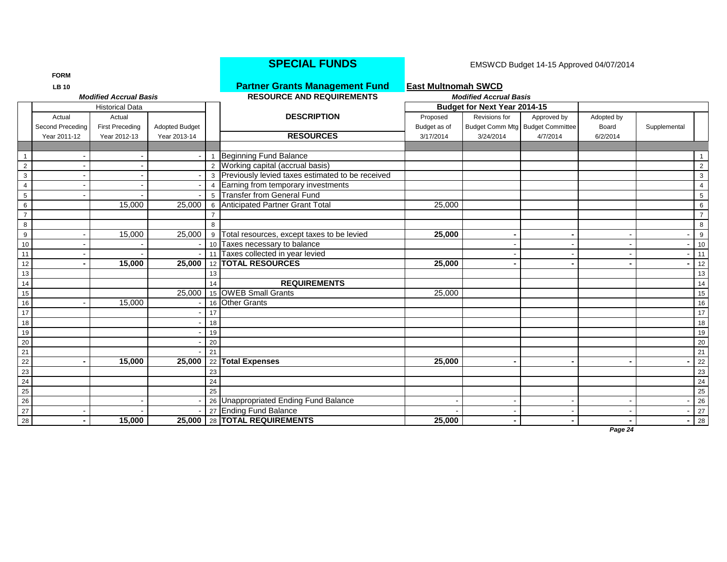# SPECIAL FUNDS

EMSWCD Budget 14-15 Approved 04/07/2014

**FORM**

**LB 10**

## Partner Grants Management Fund

**East Multnomah SWCD**

***Modified Accrual Basis***

**RESOURCE AND REQUIREMENTS**

***Modified Accrual Basis***

| | Historical Data | | | | | Budget for Next Year 2014-15 | | | | | |
|---|---|---|---|---|---|---|---|---|---|---|---|
| | Actual Second Preceding Year 2011-12 | Actual First Preceding Year 2012-13 | Adopted Budget Year 2013-14 | | **DESCRIPTION** / **RESOURCES** | Proposed Budget as of 3/17/2014 | Revisions for Budget Comm Mtg 3/24/2014 | Approved by Budget Committee 4/7/2014 | Adopted by Board 6/2/2014 | Supplemental | |
| 1 | - | - | - | 1 | Beginning Fund Balance | | | | | | 1 |
| 2 | - | - | | 2 | Working capital (accrual basis) | | | | | | 2 |
| 3 | - | - | - | 3 | Previously levied taxes estimated to be received | | | | | | 3 |
| 4 | - | - | - | 4 | Earning from temporary investments | | | | | | 4 |
| 5 | - | - | - | 5 | Transfer from General Fund | | | | | | 5 |
| 6 | | 15,000 | 25,000 | 6 | Anticipated Partner Grant Total | 25,000 | | | | | 6 |
| 7 | | | | 7 | | | | | | | 7 |
| 8 | | | | 8 | | | | | | | 8 |
| 9 | - | 15,000 | 25,000 | 9 | Total resources, except taxes to be levied | **25,000** | **-** | **-** | - | - | 9 |
| 10 | - | - | - | 10 | Taxes necessary to balance | | - | - | - | - | 10 |
| 11 | - | - | - | 11 | Taxes collected in year levied | | - | - | - | - | 11 |
| 12 | **-** | **15,000** | **25,000** | 12 | **TOTAL RESOURCES** | **25,000** | **-** | **-** | **-** | **-** | 12 |
| 13 | | | | 13 | | | | | | | 13 |
| 14 | | | | 14 | **REQUIREMENTS** | | | | | | 14 |
| 15 | | | 25,000 | 15 | OWEB Small Grants | 25,000 | | | | | 15 |
| 16 | - | 15,000 | - | 16 | Other Grants | | | | | | 16 |
| 17 | | | - | 17 | | | | | | | 17 |
| 18 | | | - | 18 | | | | | | | 18 |
| 19 | | | - | 19 | | | | | | | 19 |
| 20 | | | - | 20 | | | | | | | 20 |
| 21 | | | - | 21 | | | | | | | 21 |
| 22 | **-** | **15,000** | **25,000** | 22 | **Total Expenses** | **25,000** | **-** | **-** | **-** | **-** | 22 |
| 23 | | | | 23 | | | | | | | 23 |
| 24 | | | | 24 | | | | | | | 24 |
| 25 | | | | 25 | | | | | | | 25 |
| 26 | | - | - | 26 | Unappropriated Ending Fund Balance | - | - | - | - | - | 26 |
| 27 | - | - | - | 27 | Ending Fund Balance | - | - | - | - | - | 27 |
| 28 | **-** | **15,000** | **25,000** | 28 | **TOTAL REQUIREMENTS** | **25,000** | **-** | **-** | **-** | **-** | 28 |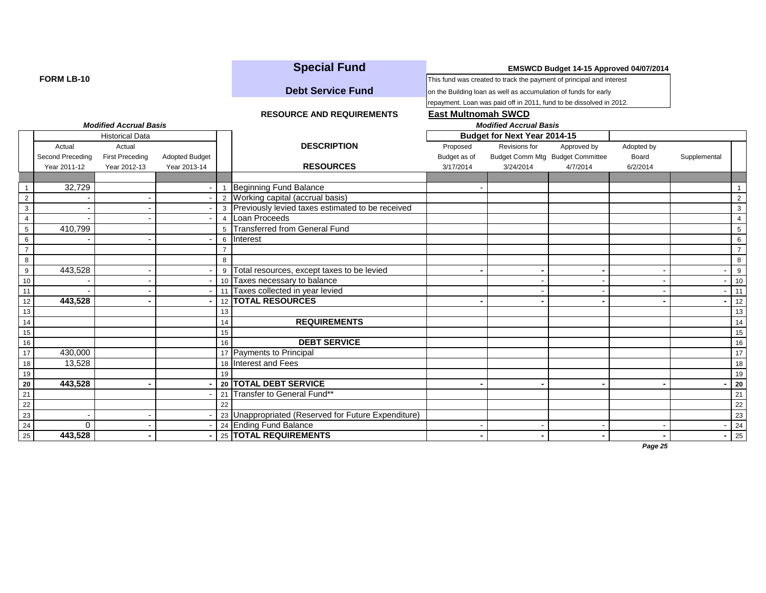FORM LB-10

# Special Fund

## Debt Service Fund

**EMSWCD Budget 14-15 Approved 04/07/2014**

This fund was created to track the payment of principal and interest on the Building loan as well as accumulation of funds for early repayment. Loan was paid off in 2011, fund to be dissolved in 2012.

**RESOURCE AND REQUIREMENTS**

**East Multnomah SWCD**

| | *Modified Accrual Basis* | | | | | *Modified Accrual Basis* | | | | | |
|---|---|---|---|---|---|---|---|---|---|---|---|
| | Historical Data | | | | | Budget for Next Year 2014-15 | | | | | |
| | Actual Second Preceding Year 2011-12 | Actual First Preceding Year 2012-13 | Adopted Budget Year 2013-14 | | DESCRIPTION RESOURCES | Proposed Budget as of 3/17/2014 | Revisions for Budget Comm Mtg 3/24/2014 | Approved by Budget Committee 4/7/2014 | Adopted by Board 6/2/2014 | Supplemental | |
| 1 | 32,729 | | - | 1 | Beginning Fund Balance | - | | | | | 1 |
| 2 | - | - | - | 2 | Working capital (accrual basis) | | | | | | 2 |
| 3 | - | - | - | 3 | Previously levied taxes estimated to be received | | | | | | 3 |
| 4 | - | - | - | 4 | Loan Proceeds | | | | | | 4 |
| 5 | 410,799 | | | 5 | Transferred from General Fund | | | | | | 5 |
| 6 | - | - | - | 6 | Interest | | | | | | 6 |
| 7 | | | | 7 | | | | | | | 7 |
| 8 | | | | 8 | | | | | | | 8 |
| 9 | 443,528 | - | - | 9 | Total resources, except taxes to be levied | - | - | - | - | - | 9 |
| 10 | - | - | - | 10 | Taxes necessary to balance | | - | - | - | - | 10 |
| 11 | - | - | - | 11 | Taxes collected in year levied | | - | - | - | - | 11 |
| 12 | **443,528** | **-** | **-** | 12 | **TOTAL RESOURCES** | **-** | **-** | **-** | **-** | **-** | 12 |
| 13 | | | | 13 | | | | | | | 13 |
| 14 | | | | 14 | **REQUIREMENTS** | | | | | | 14 |
| 15 | | | | 15 | | | | | | | 15 |
| 16 | | | | 16 | **DEBT SERVICE** | | | | | | 16 |
| 17 | 430,000 | | | 17 | Payments to Principal | | | | | | 17 |
| 18 | 13,528 | | | 18 | Interest and Fees | | | | | | 18 |
| 19 | | | | 19 | | | | | | | 19 |
| **20** | **443,528** | **-** | **-** | **20** | **TOTAL DEBT SERVICE** | **-** | **-** | **-** | **-** | **-** | **20** |
| 21 | | | - | 21 | Transfer to General Fund** | | | | | | 21 |
| 22 | | | | 22 | | | | | | | 22 |
| 23 | - | - | - | 23 | Unappropriated (Reserved for Future Expenditure) | | | | | | 23 |
| 24 | 0 | - | - | 24 | Ending Fund Balance | - | - | - | - | - | 24 |
| 25 | **443,528** | **-** | **-** | 25 | **TOTAL REQUIREMENTS** | **-** | **-** | **-** | **-** | **-** | 25 |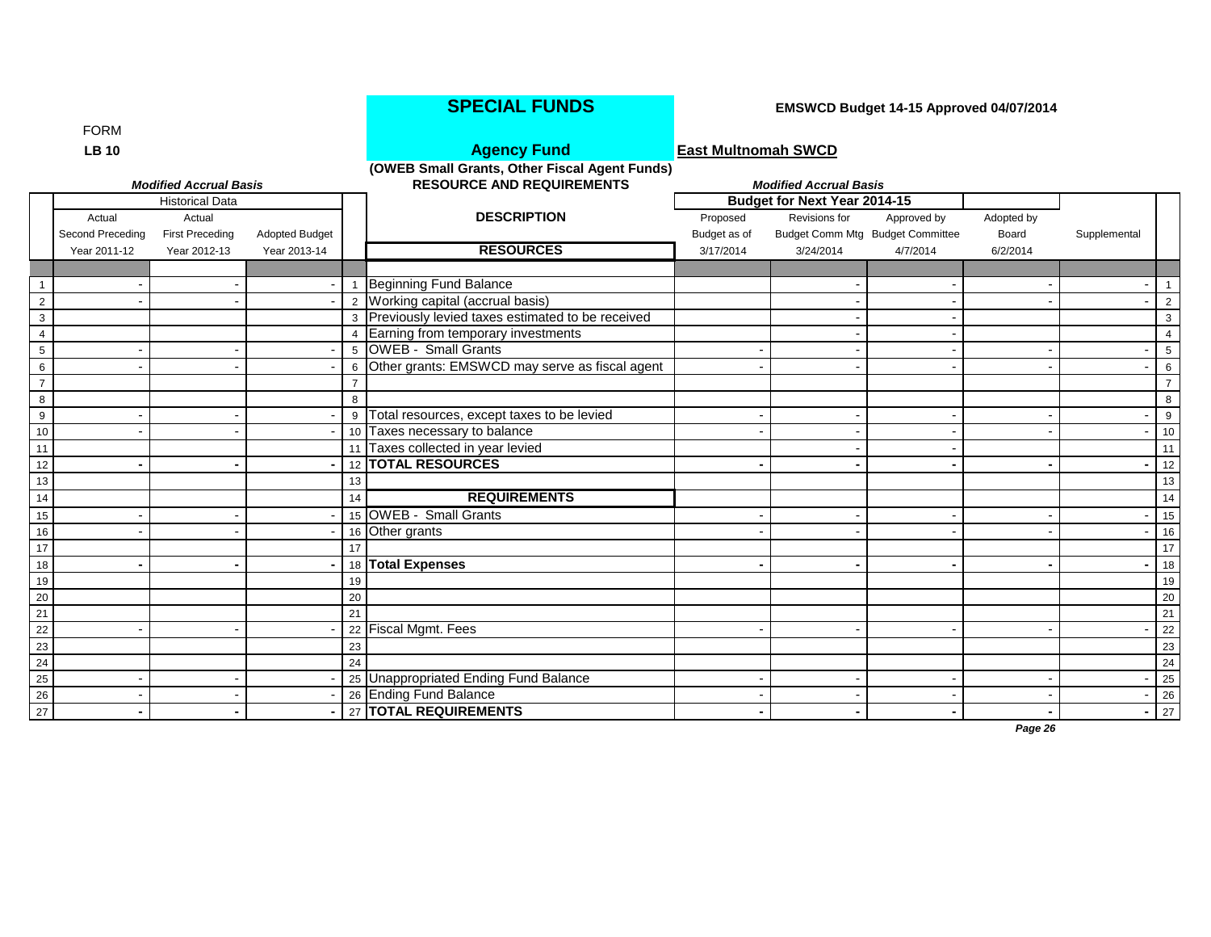# SPECIAL FUNDS

**EMSWCD Budget 14-15 Approved 04/07/2014**

FORM
**LB 10**

## Agency Fund

**East Multnomah SWCD**

**(OWEB Small Grants, Other Fiscal Agent Funds)**
**RESOURCE AND REQUIREMENTS**

| | *Modified Accrual Basis* Historical Data | | | | | *Modified Accrual Basis* Budget for Next Year 2014-15 | | | | | |
|---|---|---|---|---|---|---|---|---|---|---|---|
| | Actual Second Preceding Year 2011-12 | Actual First Preceding Year 2012-13 | Adopted Budget Year 2013-14 | | **DESCRIPTION** **RESOURCES** | Proposed Budget as of 3/17/2014 | Revisions for Budget Comm Mtg 3/24/2014 | Approved by Budget Committee 4/7/2014 | Adopted by Board 6/2/2014 | Supplemental | |
| 1 | - | - | - | 1 | Beginning Fund Balance | | - | - | - | - | 1 |
| 2 | - | - | - | 2 | Working capital (accrual basis) | | - | - | - | - | 2 |
| 3 | | | | 3 | Previously levied taxes estimated to be received | | - | - | | | 3 |
| 4 | | | | 4 | Earning from temporary investments | | - | - | | | 4 |
| 5 | - | - | - | 5 | OWEB - Small Grants | - | - | - | - | - | 5 |
| 6 | - | - | - | 6 | Other grants: EMSWCD may serve as fiscal agent | - | - | - | - | - | 6 |
| 7 | | | | 7 | | | | | | | 7 |
| 8 | | | | 8 | | | | | | | 8 |
| 9 | - | - | - | 9 | Total resources, except taxes to be levied | - | - | - | - | - | 9 |
| 10 | - | - | - | 10 | Taxes necessary to balance | - | - | - | - | - | 10 |
| 11 | | | | 11 | Taxes collected in year levied | | - | - | | | 11 |
| 12 | **-** | **-** | **-** | 12 | **TOTAL RESOURCES** | **-** | **-** | **-** | **-** | **-** | 12 |
| 13 | | | | 13 | | | | | | | 13 |
| 14 | | | | 14 | **REQUIREMENTS** | | | | | | 14 |
| 15 | - | - | - | 15 | OWEB - Small Grants | - | - | - | - | - | 15 |
| 16 | - | - | - | 16 | Other grants | - | - | - | - | - | 16 |
| 17 | | | | 17 | | | | | | | 17 |
| 18 | **-** | **-** | **-** | 18 | **Total Expenses** | **-** | **-** | **-** | **-** | **-** | 18 |
| 19 | | | | 19 | | | | | | | 19 |
| 20 | | | | 20 | | | | | | | 20 |
| 21 | | | | 21 | | | | | | | 21 |
| 22 | - | - | - | 22 | Fiscal Mgmt. Fees | - | - | - | - | - | 22 |
| 23 | | | | 23 | | | | | | | 23 |
| 24 | | | | 24 | | | | | | | 24 |
| 25 | - | - | - | 25 | Unappropriated Ending Fund Balance | - | - | - | - | - | 25 |
| 26 | - | - | - | 26 | Ending Fund Balance | - | - | - | - | - | 26 |
| 27 | **-** | **-** | **-** | 27 | **TOTAL REQUIREMENTS** | **-** | **-** | **-** | **-** | **-** | 27 |